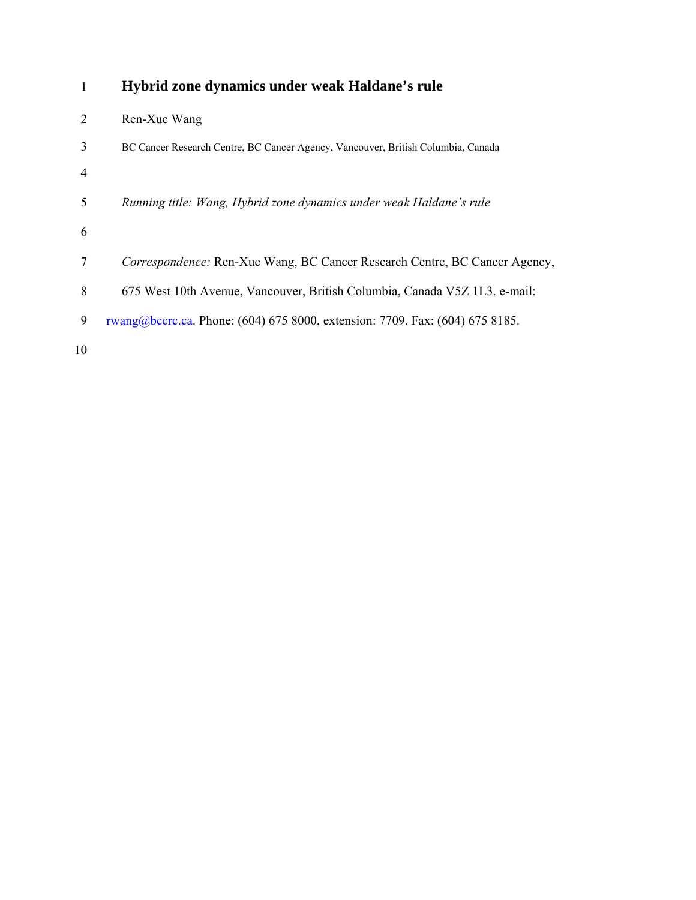# Hybrid zone dynamics under weak Haldane's rule

Ren-Xue Wang

BC Cancer Research Centre, BC Cancer Agency, Vancouver, British Columbia, Canada

*Running title: Wang, Hybrid zone dynamics under weak Haldane's rule*

*Correspondence:* Ren-Xue Wang, BC Cancer Research Centre, BC Cancer Agency, 675 West 10th Avenue, Vancouver, British Columbia, Canada V5Z 1L3. e-mail: rwang@bccrc.ca. Phone: (604) 675 8000, extension: 7709. Fax: (604) 675 8185.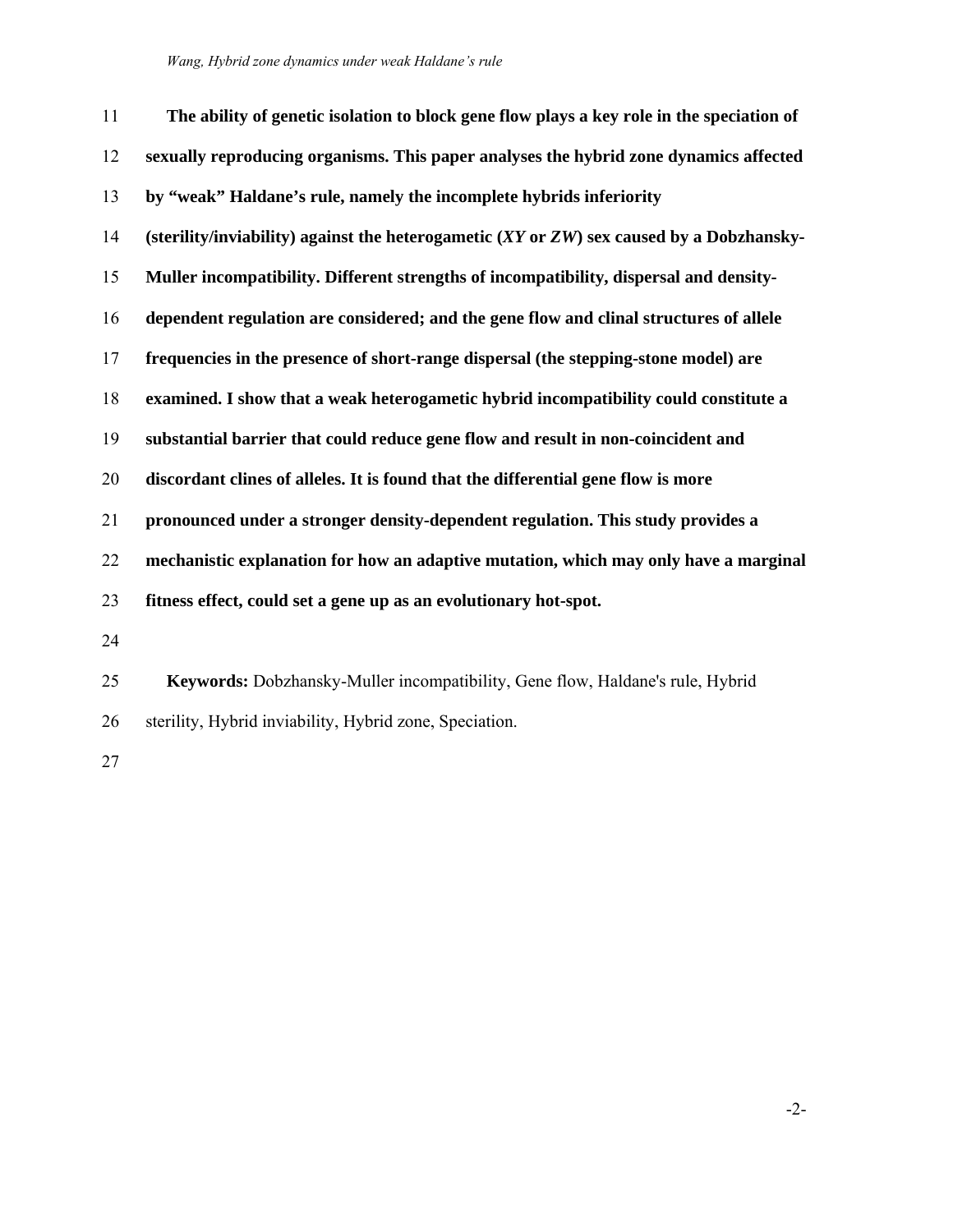**The ability of genetic isolation to block gene flow plays a key role in the speciation of sexually reproducing organisms. This paper analyses the hybrid zone dynamics affected by "weak" Haldane's rule, namely the incomplete hybrids inferiority (sterility/inviability) against the heterogametic (*XY* or *ZW*) sex caused by a Dobzhansky-Muller incompatibility. Different strengths of incompatibility, dispersal and density-dependent regulation are considered; and the gene flow and clinal structures of allele frequencies in the presence of short-range dispersal (the stepping-stone model) are examined. I show that a weak heterogametic hybrid incompatibility could constitute a substantial barrier that could reduce gene flow and result in non-coincident and discordant clines of alleles. It is found that the differential gene flow is more pronounced under a stronger density-dependent regulation. This study provides a mechanistic explanation for how an adaptive mutation, which may only have a marginal fitness effect, could set a gene up as an evolutionary hot-spot.**

**Keywords:** Dobzhansky-Muller incompatibility, Gene flow, Haldane's rule, Hybrid sterility, Hybrid inviability, Hybrid zone, Speciation.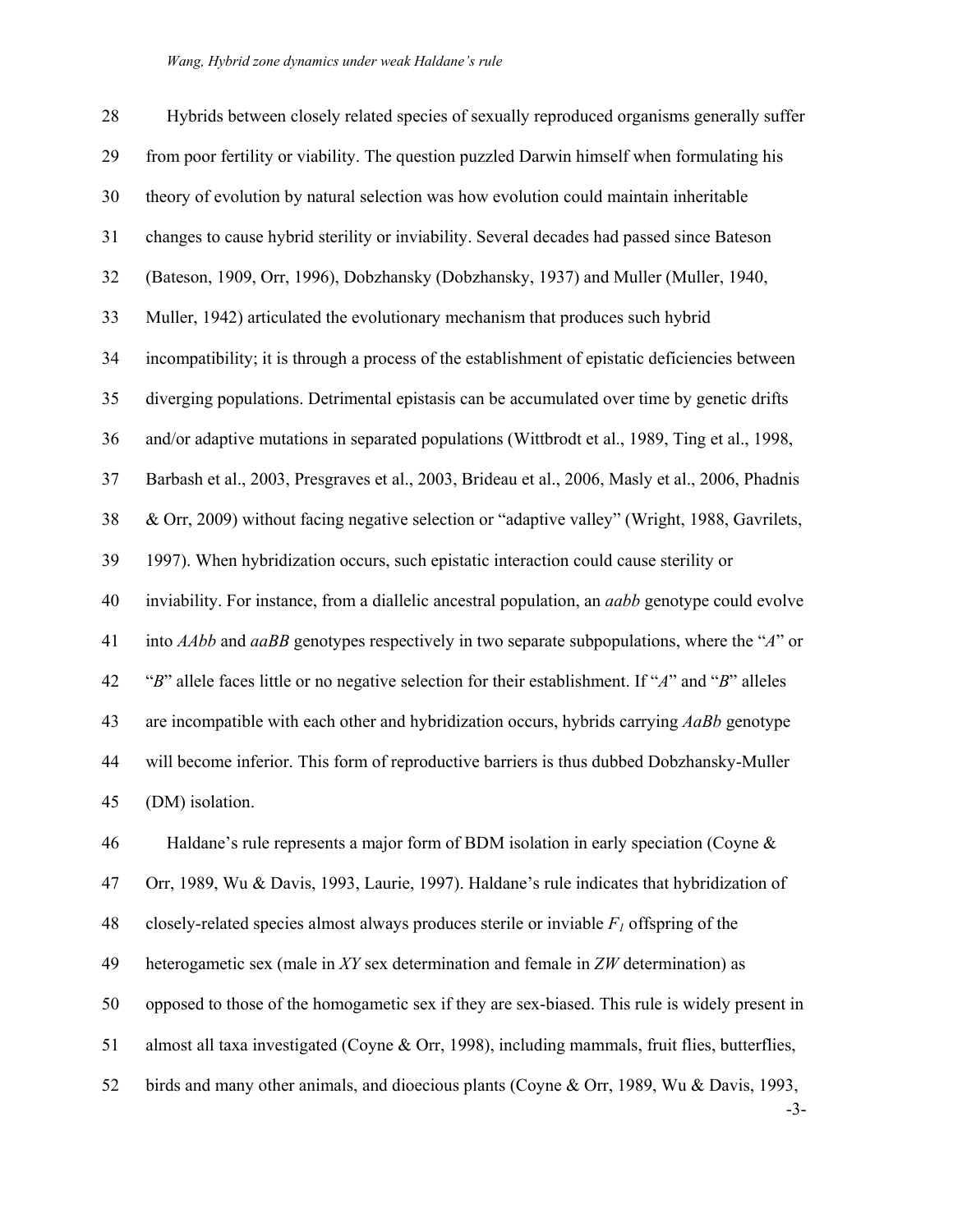Hybrids between closely related species of sexually reproduced organisms generally suffer from poor fertility or viability. The question puzzled Darwin himself when formulating his theory of evolution by natural selection was how evolution could maintain inheritable changes to cause hybrid sterility or inviability. Several decades had passed since Bateson (Bateson, 1909, Orr, 1996), Dobzhansky (Dobzhansky, 1937) and Muller (Muller, 1940, Muller, 1942) articulated the evolutionary mechanism that produces such hybrid incompatibility; it is through a process of the establishment of epistatic deficiencies between diverging populations. Detrimental epistasis can be accumulated over time by genetic drifts and/or adaptive mutations in separated populations (Wittbrodt et al., 1989, Ting et al., 1998, Barbash et al., 2003, Presgraves et al., 2003, Brideau et al., 2006, Masly et al., 2006, Phadnis & Orr, 2009) without facing negative selection or "adaptive valley" (Wright, 1988, Gavrilets, 1997). When hybridization occurs, such epistatic interaction could cause sterility or inviability. For instance, from a diallelic ancestral population, an *aabb* genotype could evolve into *AAbb* and *aaBB* genotypes respectively in two separate subpopulations, where the "*A*" or "*B*" allele faces little or no negative selection for their establishment. If "*A*" and "*B*" alleles are incompatible with each other and hybridization occurs, hybrids carrying *AaBb* genotype will become inferior. This form of reproductive barriers is thus dubbed Dobzhansky-Muller (DM) isolation.

Haldane's rule represents a major form of BDM isolation in early speciation (Coyne & Orr, 1989, Wu & Davis, 1993, Laurie, 1997). Haldane's rule indicates that hybridization of closely-related species almost always produces sterile or inviable $F_1$ offspring of the heterogametic sex (male in *XY* sex determination and female in *ZW* determination) as opposed to those of the homogametic sex if they are sex-biased. This rule is widely present in almost all taxa investigated (Coyne & Orr, 1998), including mammals, fruit flies, butterflies, birds and many other animals, and dioecious plants (Coyne & Orr, 1989, Wu & Davis, 1993,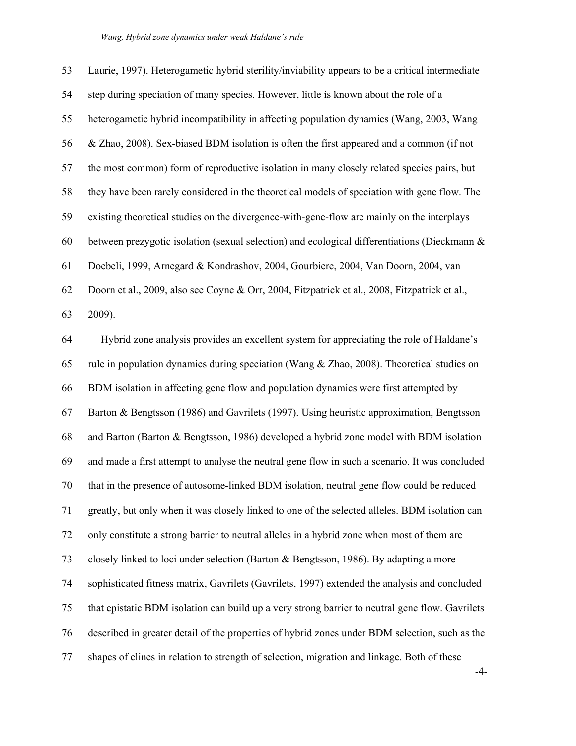Laurie, 1997). Heterogametic hybrid sterility/inviability appears to be a critical intermediate step during speciation of many species. However, little is known about the role of a heterogametic hybrid incompatibility in affecting population dynamics (Wang, 2003, Wang & Zhao, 2008). Sex-biased BDM isolation is often the first appeared and a common (if not the most common) form of reproductive isolation in many closely related species pairs, but they have been rarely considered in the theoretical models of speciation with gene flow. The existing theoretical studies on the divergence-with-gene-flow are mainly on the interplays between prezygotic isolation (sexual selection) and ecological differentiations (Dieckmann & Doebeli, 1999, Arnegard & Kondrashov, 2004, Gourbiere, 2004, Van Doorn, 2004, van Doorn et al., 2009, also see Coyne & Orr, 2004, Fitzpatrick et al., 2008, Fitzpatrick et al., 2009).

Hybrid zone analysis provides an excellent system for appreciating the role of Haldane's rule in population dynamics during speciation (Wang & Zhao, 2008). Theoretical studies on BDM isolation in affecting gene flow and population dynamics were first attempted by Barton & Bengtsson (1986) and Gavrilets (1997). Using heuristic approximation, Bengtsson and Barton (Barton & Bengtsson, 1986) developed a hybrid zone model with BDM isolation and made a first attempt to analyse the neutral gene flow in such a scenario. It was concluded that in the presence of autosome-linked BDM isolation, neutral gene flow could be reduced greatly, but only when it was closely linked to one of the selected alleles. BDM isolation can only constitute a strong barrier to neutral alleles in a hybrid zone when most of them are closely linked to loci under selection (Barton & Bengtsson, 1986). By adapting a more sophisticated fitness matrix, Gavrilets (Gavrilets, 1997) extended the analysis and concluded that epistatic BDM isolation can build up a very strong barrier to neutral gene flow. Gavrilets described in greater detail of the properties of hybrid zones under BDM selection, such as the shapes of clines in relation to strength of selection, migration and linkage. Both of these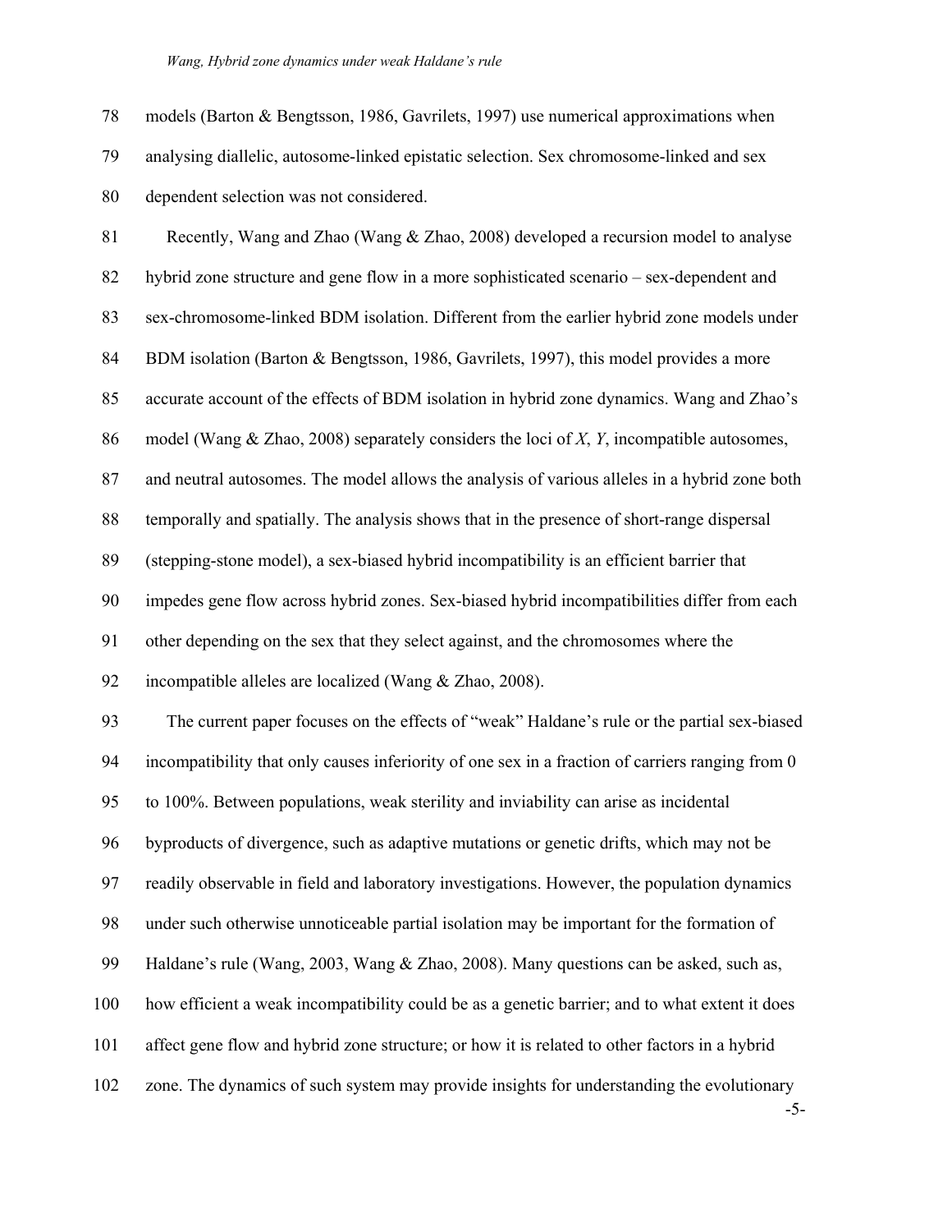models (Barton & Bengtsson, 1986, Gavrilets, 1997) use numerical approximations when analysing diallelic, autosome-linked epistatic selection. Sex chromosome-linked and sex dependent selection was not considered.

Recently, Wang and Zhao (Wang & Zhao, 2008) developed a recursion model to analyse hybrid zone structure and gene flow in a more sophisticated scenario – sex-dependent and sex-chromosome-linked BDM isolation. Different from the earlier hybrid zone models under BDM isolation (Barton & Bengtsson, 1986, Gavrilets, 1997), this model provides a more accurate account of the effects of BDM isolation in hybrid zone dynamics. Wang and Zhao's model (Wang & Zhao, 2008) separately considers the loci of *X*, *Y*, incompatible autosomes, and neutral autosomes. The model allows the analysis of various alleles in a hybrid zone both temporally and spatially. The analysis shows that in the presence of short-range dispersal (stepping-stone model), a sex-biased hybrid incompatibility is an efficient barrier that impedes gene flow across hybrid zones. Sex-biased hybrid incompatibilities differ from each other depending on the sex that they select against, and the chromosomes where the incompatible alleles are localized (Wang & Zhao, 2008).

The current paper focuses on the effects of "weak" Haldane's rule or the partial sex-biased incompatibility that only causes inferiority of one sex in a fraction of carriers ranging from 0 to 100%. Between populations, weak sterility and inviability can arise as incidental byproducts of divergence, such as adaptive mutations or genetic drifts, which may not be readily observable in field and laboratory investigations. However, the population dynamics under such otherwise unnoticeable partial isolation may be important for the formation of Haldane's rule (Wang, 2003, Wang & Zhao, 2008). Many questions can be asked, such as, how efficient a weak incompatibility could be as a genetic barrier; and to what extent it does affect gene flow and hybrid zone structure; or how it is related to other factors in a hybrid zone. The dynamics of such system may provide insights for understanding the evolutionary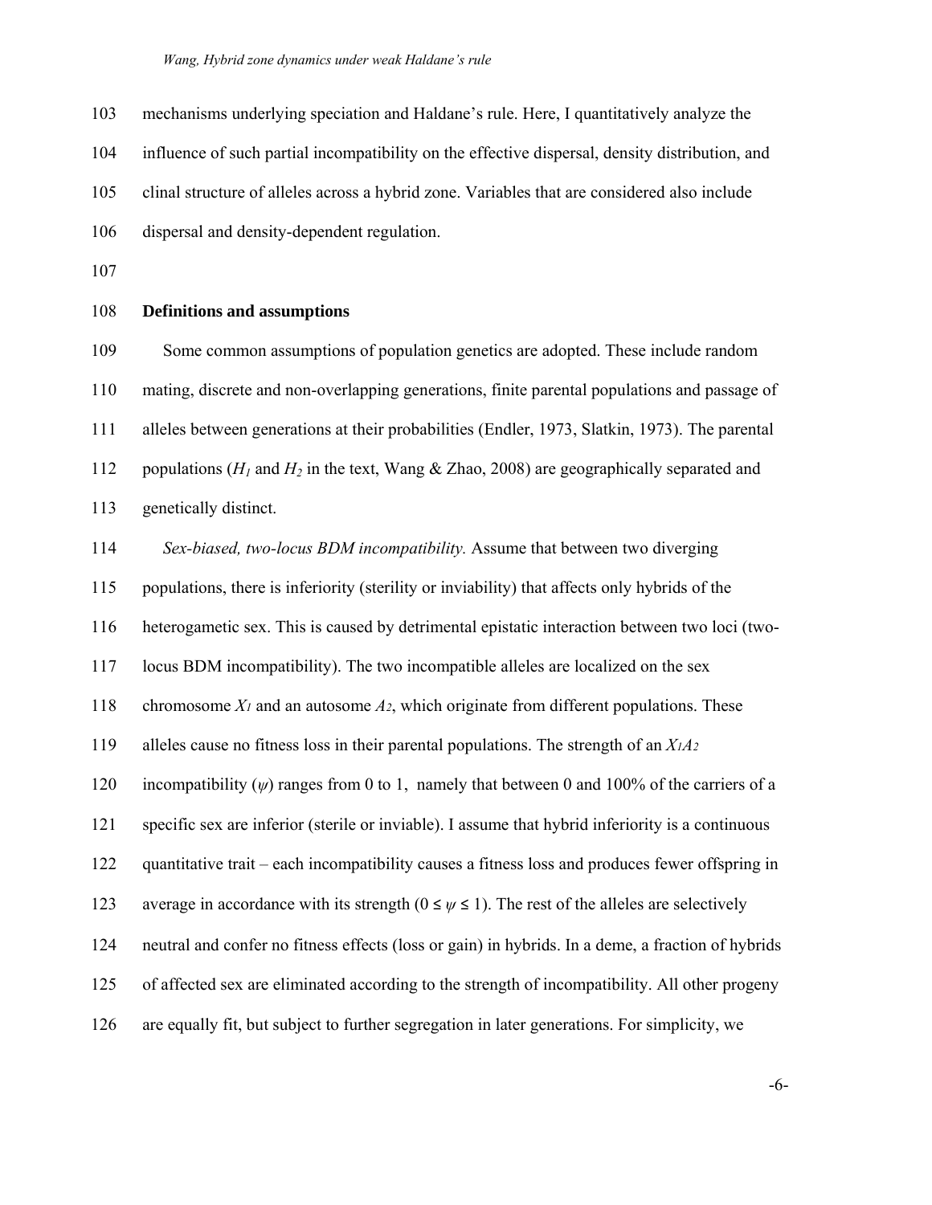mechanisms underlying speciation and Haldane's rule. Here, I quantitatively analyze the influence of such partial incompatibility on the effective dispersal, density distribution, and clinal structure of alleles across a hybrid zone. Variables that are considered also include dispersal and density-dependent regulation.

## Definitions and assumptions

Some common assumptions of population genetics are adopted. These include random mating, discrete and non-overlapping generations, finite parental populations and passage of alleles between generations at their probabilities (Endler, 1973, Slatkin, 1973). The parental populations ($H_1$ and $H_2$ in the text, Wang & Zhao, 2008) are geographically separated and genetically distinct.

*Sex-biased, two-locus BDM incompatibility.* Assume that between two diverging populations, there is inferiority (sterility or inviability) that affects only hybrids of the heterogametic sex. This is caused by detrimental epistatic interaction between two loci (two-locus BDM incompatibility). The two incompatible alleles are localized on the sex chromosome $X_1$ and an autosome $A_2$, which originate from different populations. These alleles cause no fitness loss in their parental populations. The strength of an $X_1A_2$ incompatibility ($\psi$) ranges from 0 to 1, namely that between 0 and 100% of the carriers of a specific sex are inferior (sterile or inviable). I assume that hybrid inferiority is a continuous quantitative trait – each incompatibility causes a fitness loss and produces fewer offspring in average in accordance with its strength ($0 \leq \psi \leq 1$). The rest of the alleles are selectively neutral and confer no fitness effects (loss or gain) in hybrids. In a deme, a fraction of hybrids of affected sex are eliminated according to the strength of incompatibility. All other progeny are equally fit, but subject to further segregation in later generations. For simplicity, we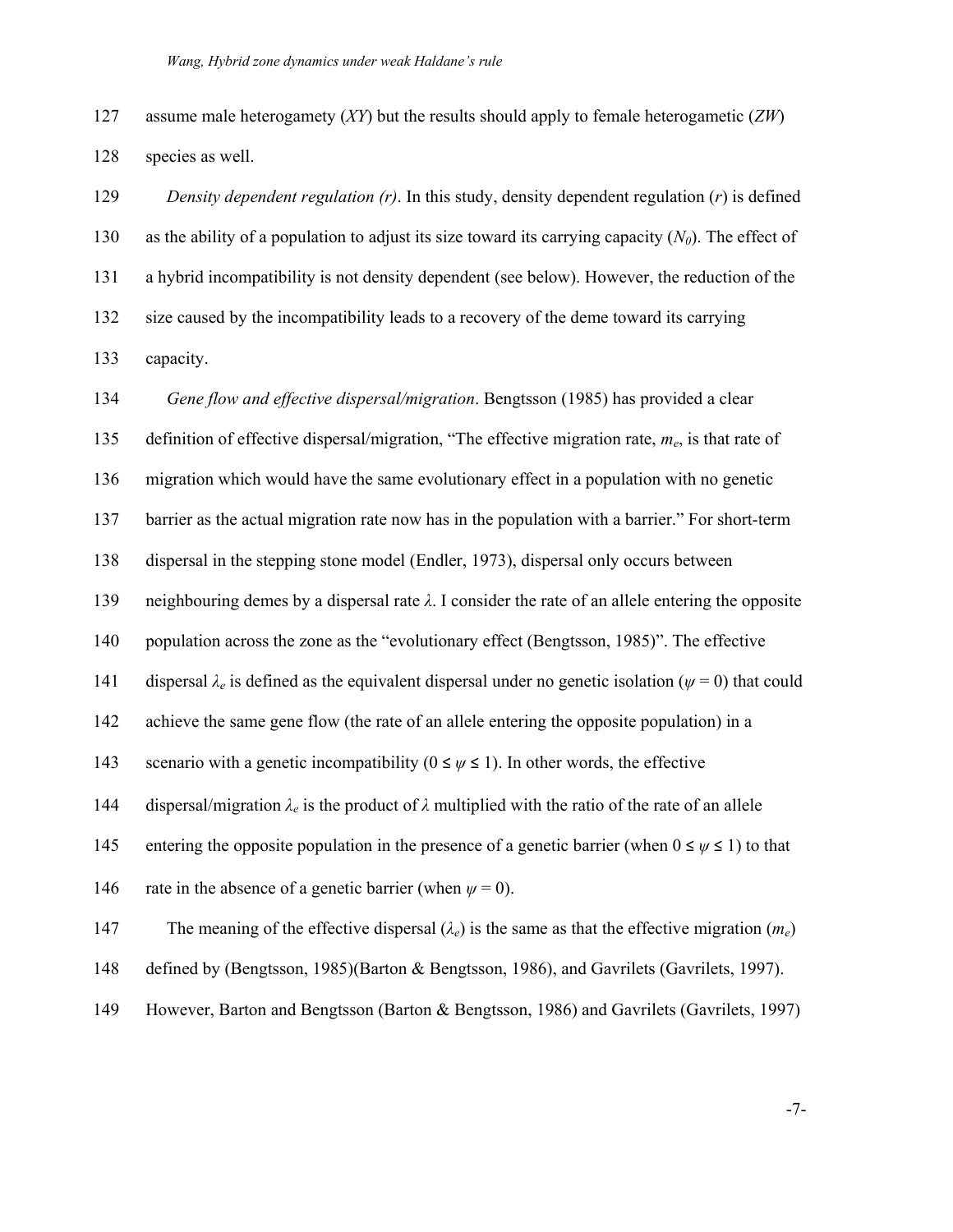assume male heterogamety (*XY*) but the results should apply to female heterogametic (*ZW*) species as well.

*Density dependent regulation (r)*. In this study, density dependent regulation ($r$) is defined as the ability of a population to adjust its size toward its carrying capacity ($N_0$). The effect of a hybrid incompatibility is not density dependent (see below). However, the reduction of the size caused by the incompatibility leads to a recovery of the deme toward its carrying capacity.

*Gene flow and effective dispersal/migration*. Bengtsson (1985) has provided a clear definition of effective dispersal/migration, "The effective migration rate, $m_e$, is that rate of migration which would have the same evolutionary effect in a population with no genetic barrier as the actual migration rate now has in the population with a barrier." For short-term dispersal in the stepping stone model (Endler, 1973), dispersal only occurs between neighbouring demes by a dispersal rate $\lambda$. I consider the rate of an allele entering the opposite population across the zone as the "evolutionary effect (Bengtsson, 1985)". The effective dispersal $\lambda_e$ is defined as the equivalent dispersal under no genetic isolation ($\psi = 0$) that could achieve the same gene flow (the rate of an allele entering the opposite population) in a scenario with a genetic incompatibility ($0 \leq \psi \leq 1$). In other words, the effective dispersal/migration $\lambda_e$ is the product of $\lambda$ multiplied with the ratio of the rate of an allele entering the opposite population in the presence of a genetic barrier (when $0 \leq \psi \leq 1$) to that rate in the absence of a genetic barrier (when $\psi = 0$).

The meaning of the effective dispersal ($\lambda_e$) is the same as that the effective migration ($m_e$) defined by (Bengtsson, 1985)(Barton & Bengtsson, 1986), and Gavrilets (Gavrilets, 1997). However, Barton and Bengtsson (Barton & Bengtsson, 1986) and Gavrilets (Gavrilets, 1997)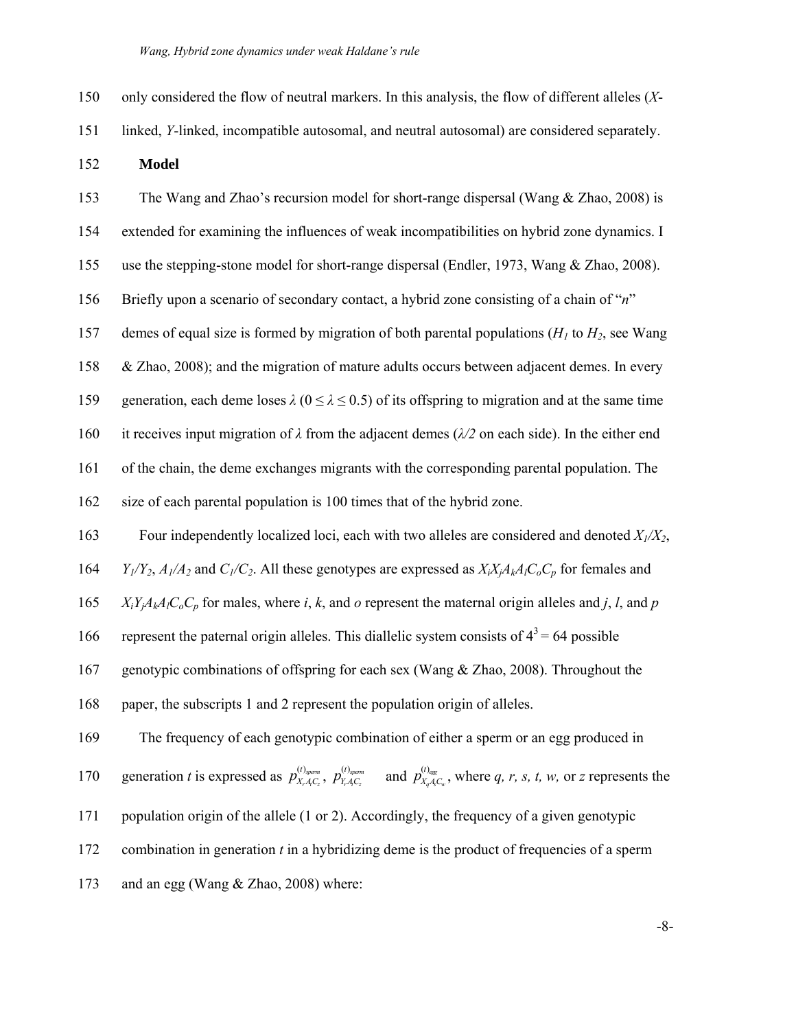only considered the flow of neutral markers. In this analysis, the flow of different alleles (*X*-linked, *Y*-linked, incompatible autosomal, and neutral autosomal) are considered separately.

**Model**

The Wang and Zhao's recursion model for short-range dispersal (Wang & Zhao, 2008) is extended for examining the influences of weak incompatibilities on hybrid zone dynamics. I use the stepping-stone model for short-range dispersal (Endler, 1973, Wang & Zhao, 2008). Briefly upon a scenario of secondary contact, a hybrid zone consisting of a chain of "*n*" demes of equal size is formed by migration of both parental populations ($H_1$ to $H_2$, see Wang & Zhao, 2008); and the migration of mature adults occurs between adjacent demes. In every generation, each deme loses $\lambda$ ($0 \leq \lambda \leq 0.5$) of its offspring to migration and at the same time it receives input migration of $\lambda$ from the adjacent demes ($\lambda/2$ on each side). In the either end of the chain, the deme exchanges migrants with the corresponding parental population. The size of each parental population is 100 times that of the hybrid zone.

Four independently localized loci, each with two alleles are considered and denoted $X_1/X_2$, $Y_1/Y_2$, $A_1/A_2$ and $C_1/C_2$. All these genotypes are expressed as $X_iX_jA_kA_lC_oC_p$ for females and $X_iY_jA_kA_lC_oC_p$ for males, where *i*, *k*, and *o* represent the maternal origin alleles and *j*, *l*, and *p* represent the paternal origin alleles. This diallelic system consists of $4^3 = 64$ possible genotypic combinations of offspring for each sex (Wang & Zhao, 2008). Throughout the paper, the subscripts 1 and 2 represent the population origin of alleles.

The frequency of each genotypic combination of either a sperm or an egg produced in generation *t* is expressed as $p^{(t)_{sperm}}_{X_rA_sC_z}$, $p^{(t)_{sperm}}_{Y_rA_sC_z}$ and $p^{(t)_{egg}}_{X_qA_tC_w}$, where *q, r, s, t, w,* or *z* represents the population origin of the allele (1 or 2). Accordingly, the frequency of a given genotypic combination in generation *t* in a hybridizing deme is the product of frequencies of a sperm and an egg (Wang & Zhao, 2008) where: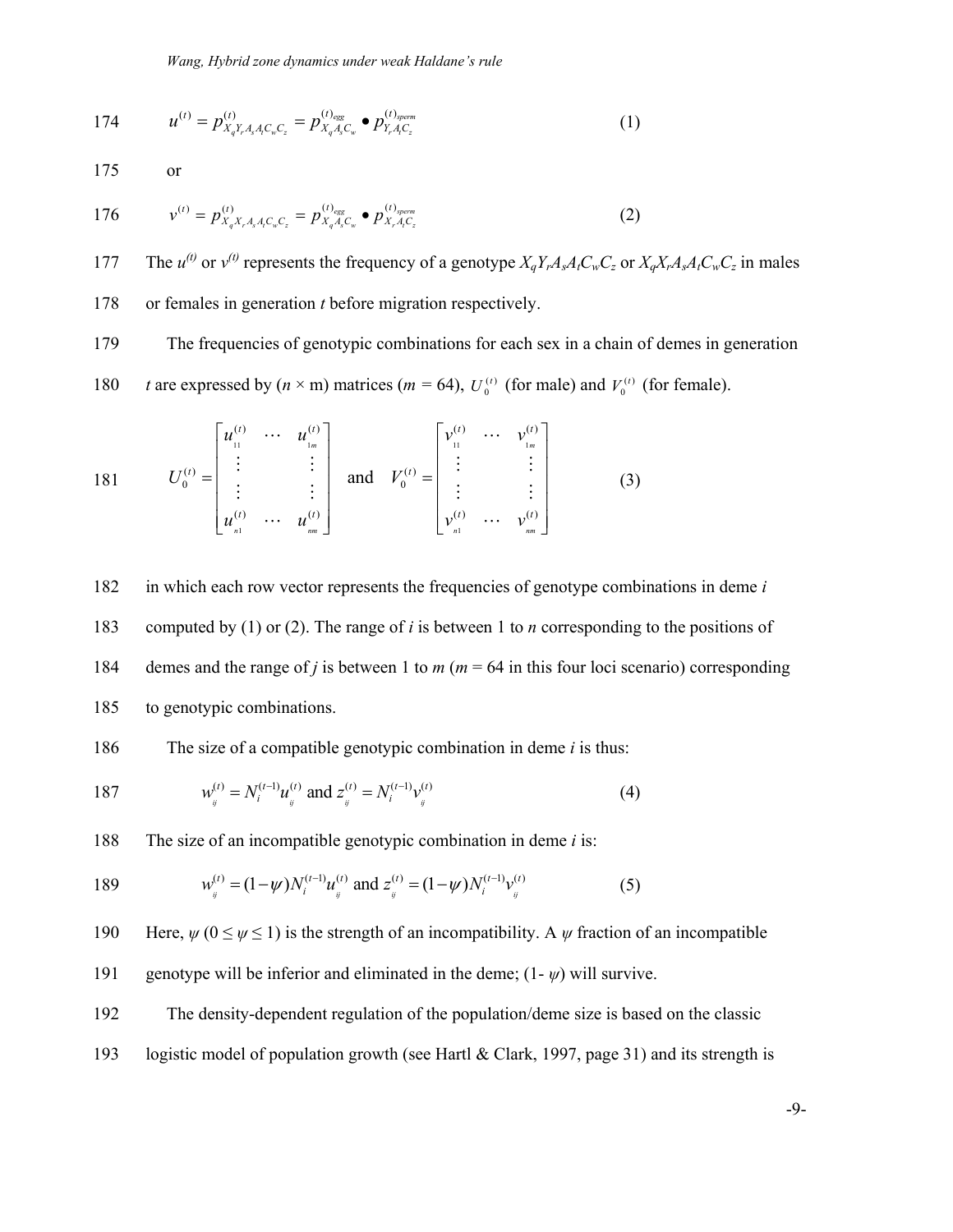$$u^{(t)} = p^{(t)}_{X_q Y_r A_s A_t C_w C_z} = p^{(t)_{egg}}_{X_q A_s C_w} \bullet p^{(t)_{sperm}}_{Y_r A_t C_z} \quad (1)$$

or

$$v^{(t)} = p^{(t)}_{X_q X_r A_s A_t C_w C_z} = p^{(t)_{egg}}_{X_q A_s C_w} \bullet p^{(t)_{sperm}}_{X_r A_t C_z} \quad (2)$$

The $u^{(t)}$ or $v^{(t)}$ represents the frequency of a genotype $X_qY_rA_sA_tC_wC_z$ or $X_qX_rA_sA_tC_wC_z$ in males or females in generation $t$ before migration respectively.

The frequencies of genotypic combinations for each sex in a chain of demes in generation $t$ are expressed by ($n$ × m) matrices ($m$ = 64), $U_0^{(t)}$ (for male) and $V_0^{(t)}$ (for female).

$$U_0^{(t)} = \begin{bmatrix} u_{11}^{(t)} & \cdots & u_{1m}^{(t)} \\ \vdots & & \vdots \\ \vdots & & \vdots \\ u_{n1}^{(t)} & \cdots & u_{nm}^{(t)} \end{bmatrix} \text{ and } V_0^{(t)} = \begin{bmatrix} v_{11}^{(t)} & \cdots & v_{1m}^{(t)} \\ \vdots & & \vdots \\ \vdots & & \vdots \\ v_{n1}^{(t)} & \cdots & v_{nm}^{(t)} \end{bmatrix} \quad (3)$$

in which each row vector represents the frequencies of genotype combinations in deme $i$ computed by (1) or (2). The range of $i$ is between 1 to $n$ corresponding to the positions of demes and the range of $j$ is between 1 to $m$ ($m$ = 64 in this four loci scenario) corresponding to genotypic combinations.

The size of a compatible genotypic combination in deme $i$ is thus:

$$w_{ij}^{(t)} = N_i^{(t-1)} u_{ij}^{(t)} \text{ and } z_{ij}^{(t)} = N_i^{(t-1)} v_{ij}^{(t)} \quad (4)$$

The size of an incompatible genotypic combination in deme $i$ is:

$$w_{ij}^{(t)} = (1-\psi) N_i^{(t-1)} u_{ij}^{(t)} \text{ and } z_{ij}^{(t)} = (1-\psi) N_i^{(t-1)} v_{ij}^{(t)} \quad (5)$$

Here, $\psi$ ($0 \leq \psi \leq 1$) is the strength of an incompatibility. A $\psi$ fraction of an incompatible genotype will be inferior and eliminated in the deme; (1- $\psi$) will survive.

The density-dependent regulation of the population/deme size is based on the classic logistic model of population growth (see Hartl & Clark, 1997, page 31) and its strength is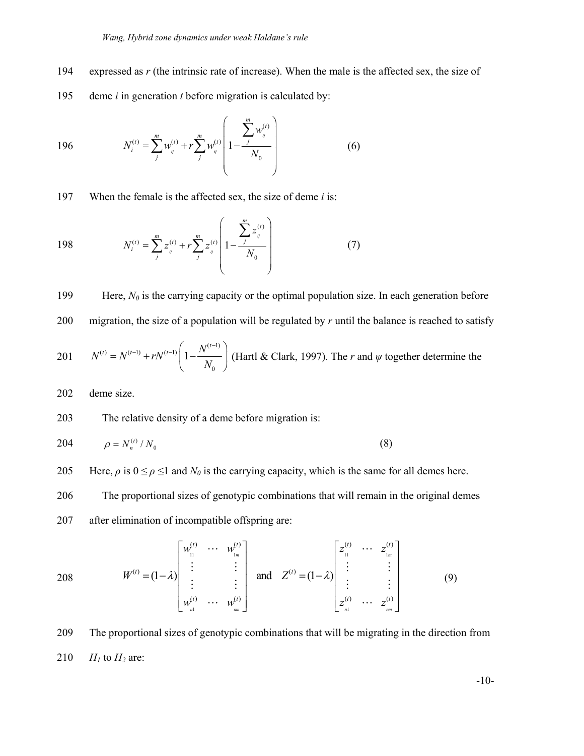expressed as $r$ (the intrinsic rate of increase). When the male is the affected sex, the size of deme $i$ in generation $t$ before migration is calculated by:

$$N_i^{(t)} = \sum_j^m w_{ij}^{(t)} + r\sum_j^m w_{ij}^{(t)} \left(1 - \frac{\sum_j^m w_{ij}^{(t)}}{N_0}\right) \tag{6}$$

When the female is the affected sex, the size of deme $i$ is:

$$N_i^{(t)} = \sum_j^m z_{ij}^{(t)} + r\sum_j^m z_{ij}^{(t)} \left(1 - \frac{\sum_j^m z_{ij}^{(t)}}{N_0}\right) \tag{7}$$

Here, $N_0$ is the carrying capacity or the optimal population size. In each generation before migration, the size of a population will be regulated by $r$ until the balance is reached to satisfy $N^{(t)} = N^{(t-1)} + rN^{(t-1)}\left(1 - \frac{N^{(t-1)}}{N_0}\right)$ (Hartl & Clark, 1997). The $r$ and $\psi$ together determine the deme size.

The relative density of a deme before migration is:

$$\rho = N_n^{(t)} / N_0 \tag{8}$$

Here, $\rho$ is $0 \leq \rho \leq 1$ and $N_0$ is the carrying capacity, which is the same for all demes here.

The proportional sizes of genotypic combinations that will remain in the original demes after elimination of incompatible offspring are:

$$W^{(t)} = (1-\lambda)\begin{bmatrix} w_{11}^{(t)} & \cdots & w_{1m}^{(t)} \\ \vdots & & \vdots \\ \vdots & & \vdots \\ w_{n1}^{(t)} & \cdots & w_{nm}^{(t)} \end{bmatrix} \quad \text{and} \quad Z^{(t)} = (1-\lambda)\begin{bmatrix} z_{11}^{(t)} & \cdots & z_{1m}^{(t)} \\ \vdots & & \vdots \\ \vdots & & \vdots \\ z_{n1}^{(t)} & \cdots & z_{nm}^{(t)} \end{bmatrix} \tag{9}$$

The proportional sizes of genotypic combinations that will be migrating in the direction from $H_1$ to $H_2$ are: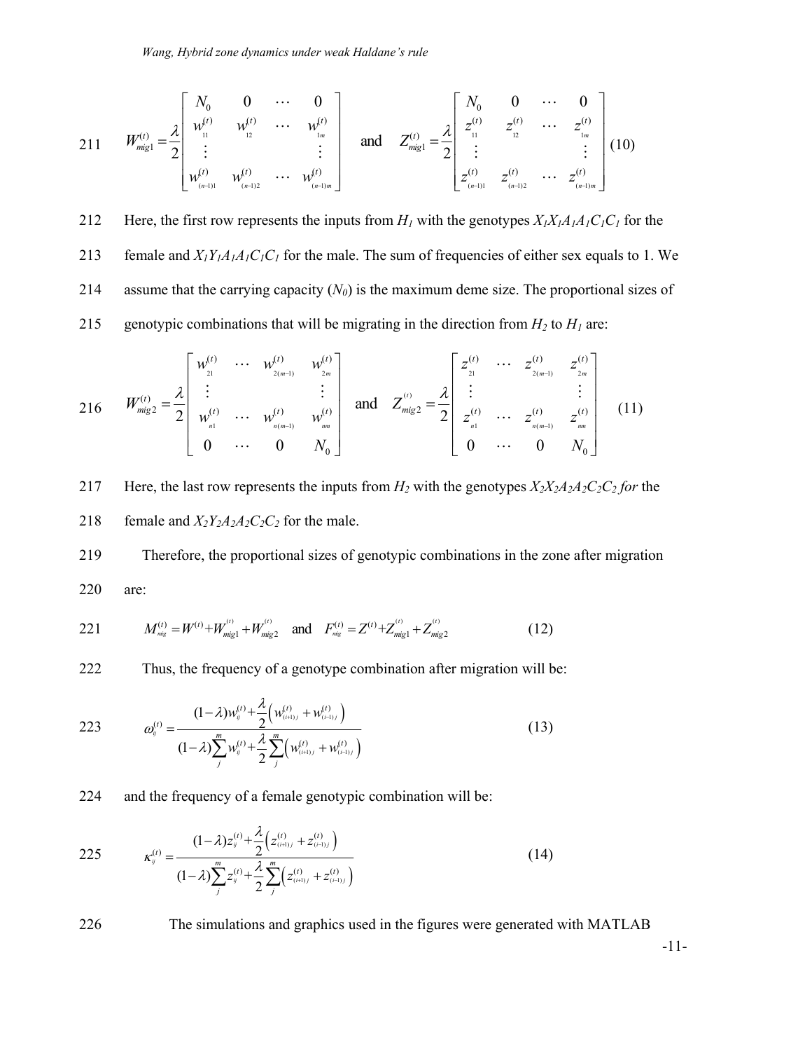$$W_{mig1}^{(t)} = \frac{\lambda}{2}\begin{bmatrix} N_0 & 0 & \cdots & 0 \\ w_{11}^{(t)} & w_{12}^{(t)} & \cdots & w_{1m}^{(t)} \\ \vdots & & & \vdots \\ w_{(n-1)1}^{(t)} & w_{(n-1)2}^{(t)} & \cdots & w_{(n-1)m}^{(t)} \end{bmatrix} \quad \text{and} \quad Z_{mig1}^{(t)} = \frac{\lambda}{2}\begin{bmatrix} N_0 & 0 & \cdots & 0 \\ z_{11}^{(t)} & z_{12}^{(t)} & \cdots & z_{1m}^{(t)} \\ \vdots & & & \vdots \\ z_{(n-1)1}^{(t)} & z_{(n-1)2}^{(t)} & \cdots & z_{(n-1)m}^{(t)} \end{bmatrix} \tag{10}$$

Here, the first row represents the inputs from $H_1$ with the genotypes $X_1X_1A_1A_1C_1C_1$ for the female and $X_1Y_1A_1A_1C_1C_1$ for the male. The sum of frequencies of either sex equals to 1. We assume that the carrying capacity ($N_0$) is the maximum deme size. The proportional sizes of genotypic combinations that will be migrating in the direction from $H_2$ to $H_1$ are:

$$W_{mig2}^{(t)} = \frac{\lambda}{2}\begin{bmatrix} w_{21}^{(t)} & \cdots & w_{2(m-1)}^{(t)} & w_{2m}^{(t)} \\ \vdots & & & \vdots \\ w_{n1}^{(t)} & \cdots & w_{n(m-1)}^{(t)} & w_{nm}^{(t)} \\ 0 & \cdots & 0 & N_0 \end{bmatrix} \quad \text{and} \quad Z_{mig2}^{(t)} = \frac{\lambda}{2}\begin{bmatrix} z_{21}^{(t)} & \cdots & z_{2(m-1)}^{(t)} & z_{2m}^{(t)} \\ \vdots & & & \vdots \\ z_{n1}^{(t)} & \cdots & z_{n(m-1)}^{(t)} & z_{nm}^{(t)} \\ 0 & \cdots & 0 & N_0 \end{bmatrix} \tag{11}$$

Here, the last row represents the inputs from $H_2$ with the genotypes $X_2X_2A_2A_2C_2C_2$ *for* the female and $X_2Y_2A_2A_2C_2C_2$ for the male.

Therefore, the proportional sizes of genotypic combinations in the zone after migration are:

$$M_{mig}^{(t)} = W^{(t)} + W_{mig1}^{(t)} + W_{mig2}^{(t)} \quad \text{and} \quad F_{mig}^{(t)} = Z^{(t)} + Z_{mig1}^{(t)} + Z_{mig2}^{(t)} \tag{12}$$

Thus, the frequency of a genotype combination after migration will be:

$$\omega_{ij}^{(t)} = \frac{(1-\lambda)w_{ij}^{(t)} + \frac{\lambda}{2}\left(w_{(i+1)j}^{(t)} + w_{(i-1)j}^{(t)}\right)}{(1-\lambda)\sum_{j}^{m} w_{ij}^{(t)} + \frac{\lambda}{2}\sum_{j}^{m}\left(w_{(i+1)j}^{(t)} + w_{(i-1)j}^{(t)}\right)} \tag{13}$$

and the frequency of a female genotypic combination will be:

$$\kappa_{ij}^{(t)} = \frac{(1-\lambda)z_{ij}^{(t)} + \frac{\lambda}{2}\left(z_{(i+1)j}^{(t)} + z_{(i-1)j}^{(t)}\right)}{(1-\lambda)\sum_{j}^{m} z_{ij}^{(t)} + \frac{\lambda}{2}\sum_{j}^{m}\left(z_{(i+1)j}^{(t)} + z_{(i-1)j}^{(t)}\right)} \tag{14}$$

The simulations and graphics used in the figures were generated with MATLAB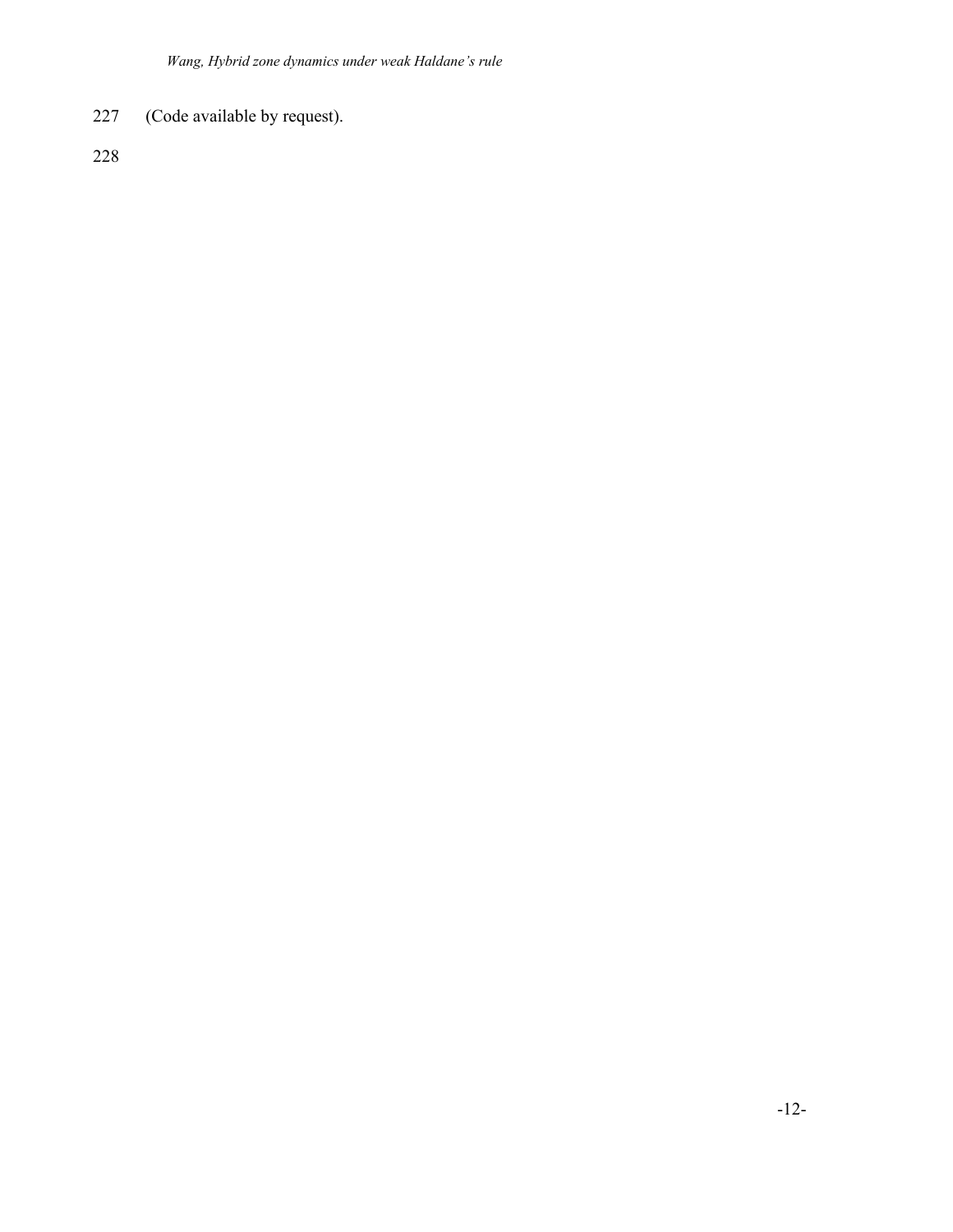(Code available by request).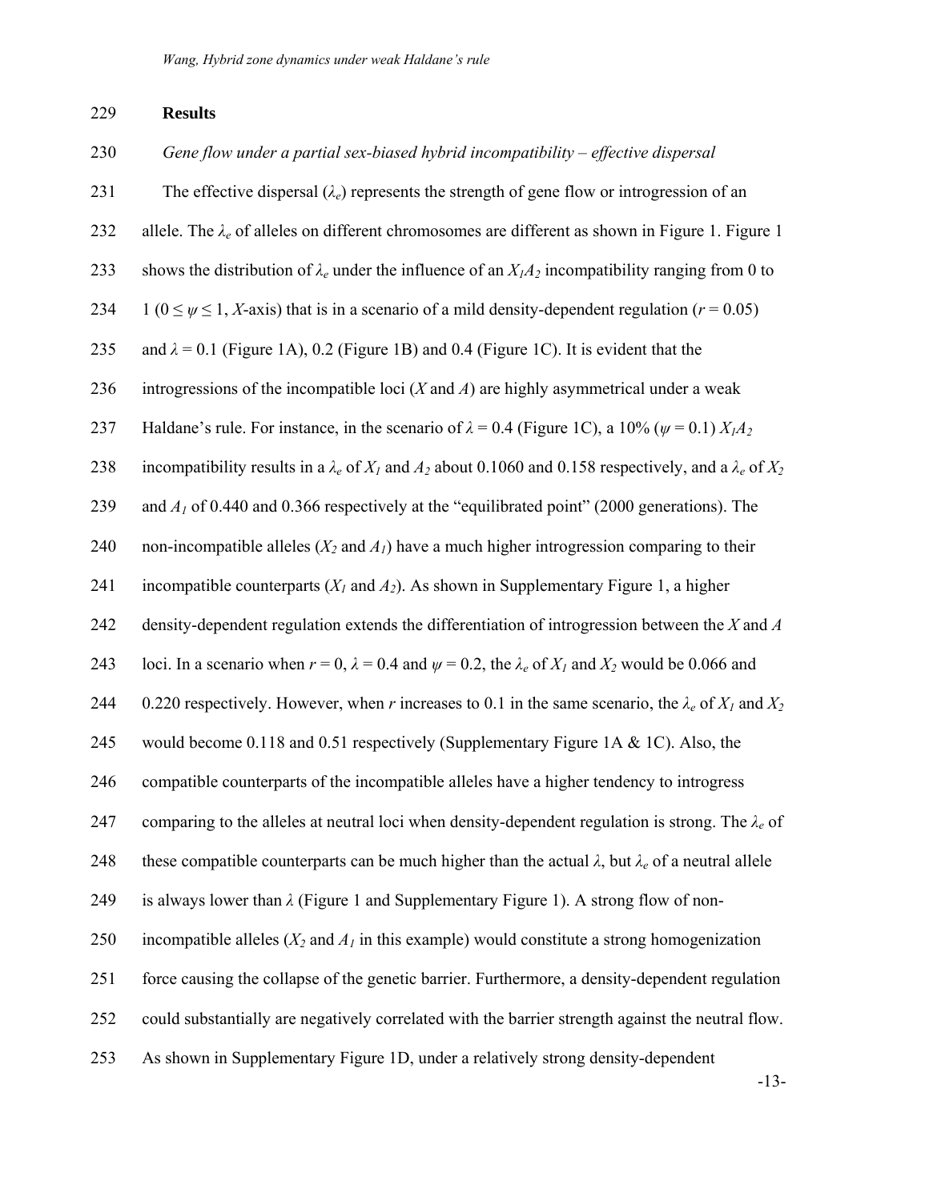## Results

*Gene flow under a partial sex-biased hybrid incompatibility – effective dispersal*

The effective dispersal ($\lambda_e$) represents the strength of gene flow or introgression of an allele. The $\lambda_e$ of alleles on different chromosomes are different as shown in Figure 1. Figure 1 shows the distribution of $\lambda_e$ under the influence of an $X_1A_2$ incompatibility ranging from 0 to 1 ($0 \leq \psi \leq 1$, *X*-axis) that is in a scenario of a mild density-dependent regulation ($r = 0.05$) and $\lambda = 0.1$ (Figure 1A), 0.2 (Figure 1B) and 0.4 (Figure 1C). It is evident that the introgressions of the incompatible loci (*X* and *A*) are highly asymmetrical under a weak Haldane's rule. For instance, in the scenario of $\lambda = 0.4$ (Figure 1C), a 10% ($\psi = 0.1$) $X_1A_2$ incompatibility results in a $\lambda_e$ of $X_1$ and $A_2$ about 0.1060 and 0.158 respectively, and a $\lambda_e$ of $X_2$ and $A_1$ of 0.440 and 0.366 respectively at the "equilibrated point" (2000 generations). The non-incompatible alleles ($X_2$ and $A_1$) have a much higher introgression comparing to their incompatible counterparts ($X_1$ and $A_2$). As shown in Supplementary Figure 1, a higher density-dependent regulation extends the differentiation of introgression between the *X* and *A* loci. In a scenario when $r = 0$, $\lambda = 0.4$ and $\psi = 0.2$, the $\lambda_e$ of $X_1$ and $X_2$ would be 0.066 and 0.220 respectively. However, when *r* increases to 0.1 in the same scenario, the $\lambda_e$ of $X_1$ and $X_2$ would become 0.118 and 0.51 respectively (Supplementary Figure 1A & 1C). Also, the compatible counterparts of the incompatible alleles have a higher tendency to introgress comparing to the alleles at neutral loci when density-dependent regulation is strong. The $\lambda_e$ of these compatible counterparts can be much higher than the actual $\lambda$, but $\lambda_e$ of a neutral allele is always lower than $\lambda$ (Figure 1 and Supplementary Figure 1). A strong flow of non-incompatible alleles ($X_2$ and $A_1$ in this example) would constitute a strong homogenization force causing the collapse of the genetic barrier. Furthermore, a density-dependent regulation could substantially are negatively correlated with the barrier strength against the neutral flow. As shown in Supplementary Figure 1D, under a relatively strong density-dependent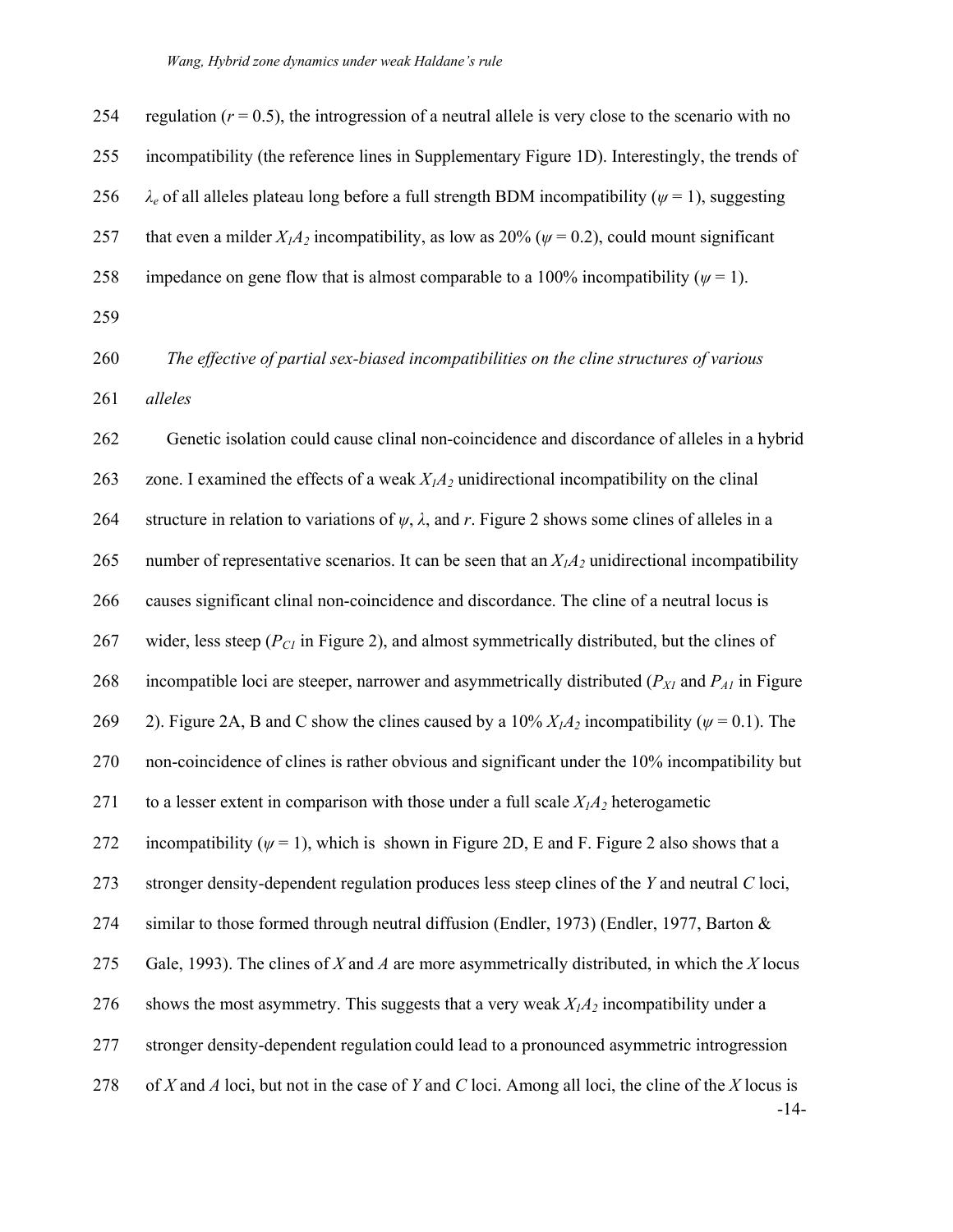regulation ($r = 0.5$), the introgression of a neutral allele is very close to the scenario with no incompatibility (the reference lines in Supplementary Figure 1D). Interestingly, the trends of $\lambda_e$ of all alleles plateau long before a full strength BDM incompatibility ($\psi = 1$), suggesting that even a milder $X_1A_2$ incompatibility, as low as 20% ($\psi = 0.2$), could mount significant impedance on gene flow that is almost comparable to a 100% incompatibility ($\psi = 1$).

*The effective of partial sex-biased incompatibilities on the cline structures of various alleles*

Genetic isolation could cause clinal non-coincidence and discordance of alleles in a hybrid zone. I examined the effects of a weak $X_1A_2$ unidirectional incompatibility on the clinal structure in relation to variations of $\psi$, $\lambda$, and $r$. Figure 2 shows some clines of alleles in a number of representative scenarios. It can be seen that an $X_1A_2$ unidirectional incompatibility causes significant clinal non-coincidence and discordance. The cline of a neutral locus is wider, less steep ($P_{C1}$ in Figure 2), and almost symmetrically distributed, but the clines of incompatible loci are steeper, narrower and asymmetrically distributed ($P_{X1}$ and $P_{A1}$ in Figure 2). Figure 2A, B and C show the clines caused by a 10% $X_1A_2$ incompatibility ($\psi = 0.1$). The non-coincidence of clines is rather obvious and significant under the 10% incompatibility but to a lesser extent in comparison with those under a full scale $X_1A_2$ heterogametic incompatibility ($\psi = 1$), which is shown in Figure 2D, E and F. Figure 2 also shows that a stronger density-dependent regulation produces less steep clines of the *Y* and neutral *C* loci, similar to those formed through neutral diffusion (Endler, 1973) (Endler, 1977, Barton & Gale, 1993). The clines of *X* and *A* are more asymmetrically distributed, in which the *X* locus shows the most asymmetry. This suggests that a very weak $X_1A_2$ incompatibility under a stronger density-dependent regulation could lead to a pronounced asymmetric introgression of *X* and *A* loci, but not in the case of *Y* and *C* loci. Among all loci, the cline of the *X* locus is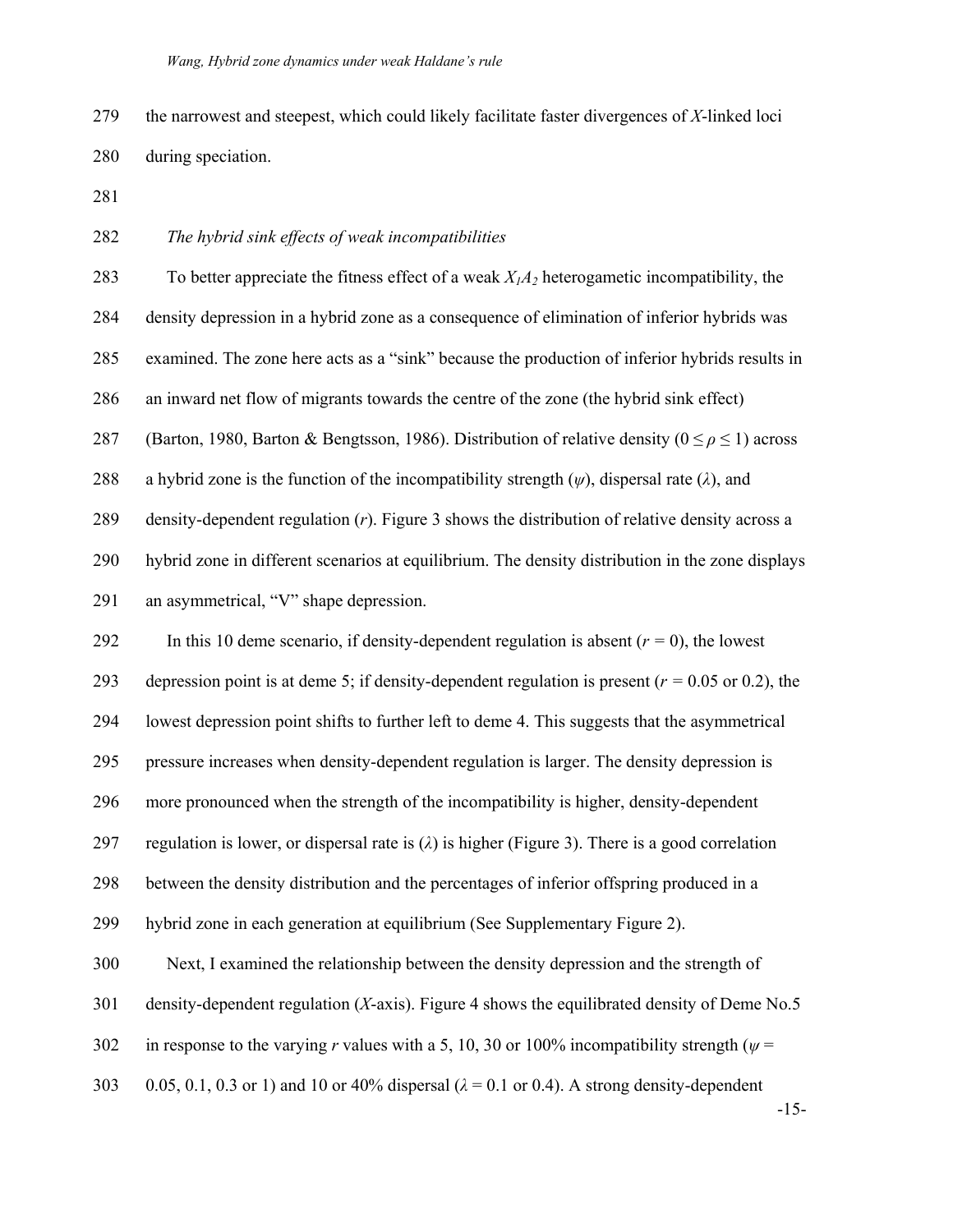the narrowest and steepest, which could likely facilitate faster divergences of $X$-linked loci during speciation.

### *The hybrid sink effects of weak incompatibilities*

To better appreciate the fitness effect of a weak $X_1A_2$ heterogametic incompatibility, the density depression in a hybrid zone as a consequence of elimination of inferior hybrids was examined. The zone here acts as a "sink" because the production of inferior hybrids results in an inward net flow of migrants towards the centre of the zone (the hybrid sink effect) (Barton, 1980, Barton & Bengtsson, 1986). Distribution of relative density ($0 \leq \rho \leq 1$) across a hybrid zone is the function of the incompatibility strength ($\psi$), dispersal rate ($\lambda$), and density-dependent regulation ($r$). Figure 3 shows the distribution of relative density across a hybrid zone in different scenarios at equilibrium. The density distribution in the zone displays an asymmetrical, "V" shape depression.

In this 10 deme scenario, if density-dependent regulation is absent ($r$ = 0), the lowest depression point is at deme 5; if density-dependent regulation is present ($r$ = 0.05 or 0.2), the lowest depression point shifts to further left to deme 4. This suggests that the asymmetrical pressure increases when density-dependent regulation is larger. The density depression is more pronounced when the strength of the incompatibility is higher, density-dependent regulation is lower, or dispersal rate is ($\lambda$) is higher (Figure 3). There is a good correlation between the density distribution and the percentages of inferior offspring produced in a hybrid zone in each generation at equilibrium (See Supplementary Figure 2).

Next, I examined the relationship between the density depression and the strength of density-dependent regulation ($X$-axis). Figure 4 shows the equilibrated density of Deme No.5 in response to the varying $r$ values with a 5, 10, 30 or 100% incompatibility strength ($\psi$ = 0.05, 0.1, 0.3 or 1) and 10 or 40% dispersal ($\lambda$ = 0.1 or 0.4). A strong density-dependent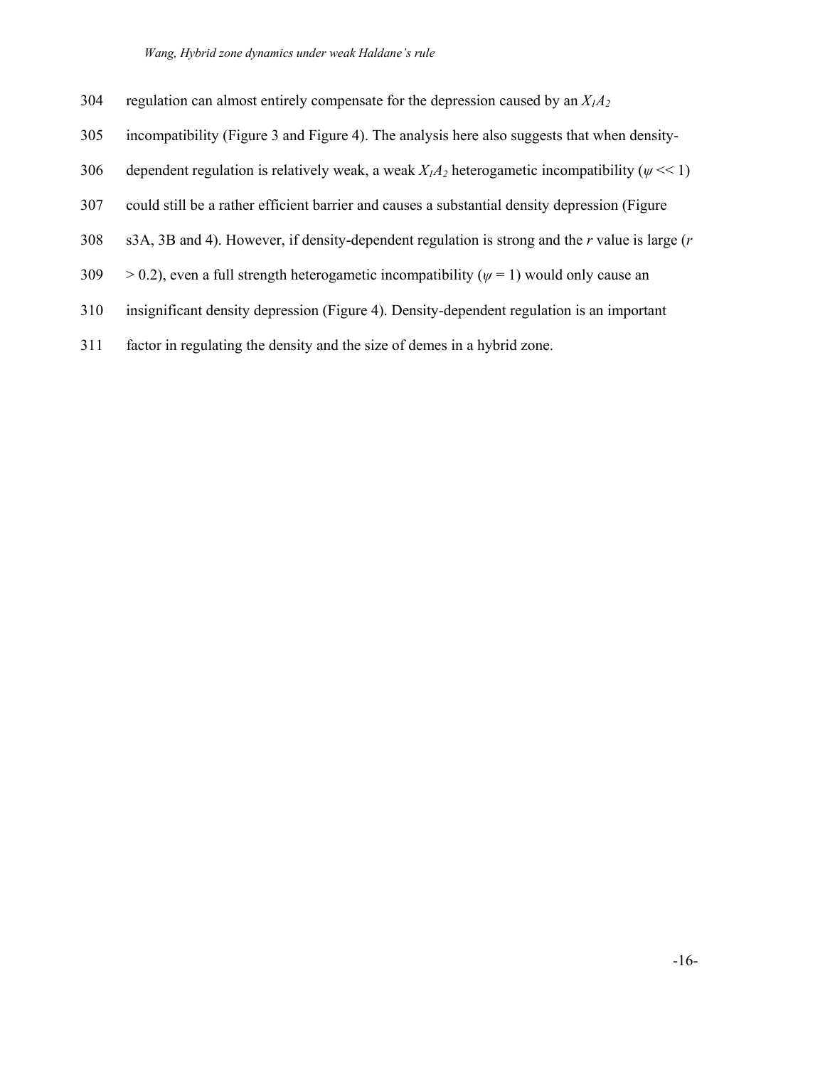regulation can almost entirely compensate for the depression caused by an $X_1A_2$ incompatibility (Figure 3 and Figure 4). The analysis here also suggests that when density-dependent regulation is relatively weak, a weak $X_1A_2$ heterogametic incompatibility ($\psi << 1$) could still be a rather efficient barrier and causes a substantial density depression (Figure s3A, 3B and 4). However, if density-dependent regulation is strong and the $r$ value is large ($r > 0.2$), even a full strength heterogametic incompatibility ($\psi = 1$) would only cause an insignificant density depression (Figure 4). Density-dependent regulation is an important factor in regulating the density and the size of demes in a hybrid zone.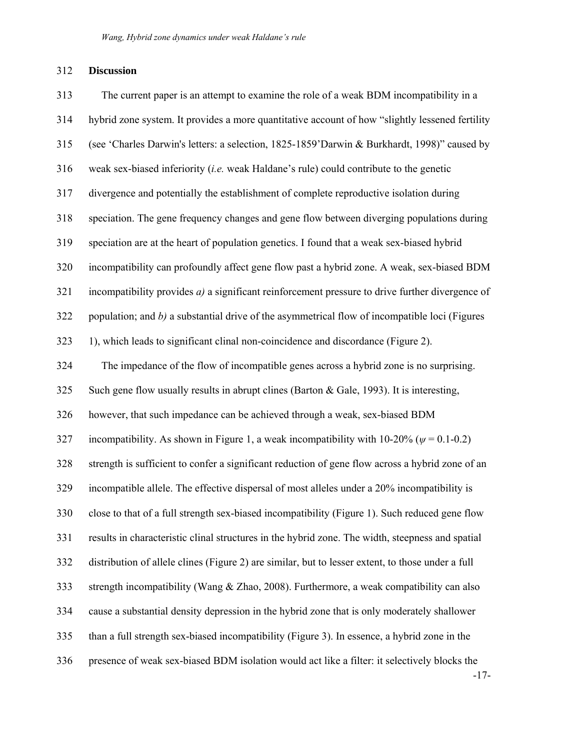**Discussion**

The current paper is an attempt to examine the role of a weak BDM incompatibility in a hybrid zone system. It provides a more quantitative account of how "slightly lessened fertility (see 'Charles Darwin's letters: a selection, 1825-1859'Darwin & Burkhardt, 1998)" caused by weak sex-biased inferiority (*i.e.* weak Haldane's rule) could contribute to the genetic divergence and potentially the establishment of complete reproductive isolation during speciation. The gene frequency changes and gene flow between diverging populations during speciation are at the heart of population genetics. I found that a weak sex-biased hybrid incompatibility can profoundly affect gene flow past a hybrid zone. A weak, sex-biased BDM incompatibility provides *a)* a significant reinforcement pressure to drive further divergence of population; and *b)* a substantial drive of the asymmetrical flow of incompatible loci (Figures 1), which leads to significant clinal non-coincidence and discordance (Figure 2).

The impedance of the flow of incompatible genes across a hybrid zone is no surprising. Such gene flow usually results in abrupt clines (Barton & Gale, 1993). It is interesting, however, that such impedance can be achieved through a weak, sex-biased BDM incompatibility. As shown in Figure 1, a weak incompatibility with 10-20% ($\psi$ = 0.1-0.2) strength is sufficient to confer a significant reduction of gene flow across a hybrid zone of an incompatible allele. The effective dispersal of most alleles under a 20% incompatibility is close to that of a full strength sex-biased incompatibility (Figure 1). Such reduced gene flow results in characteristic clinal structures in the hybrid zone. The width, steepness and spatial distribution of allele clines (Figure 2) are similar, but to lesser extent, to those under a full strength incompatibility (Wang & Zhao, 2008). Furthermore, a weak compatibility can also cause a substantial density depression in the hybrid zone that is only moderately shallower than a full strength sex-biased incompatibility (Figure 3). In essence, a hybrid zone in the presence of weak sex-biased BDM isolation would act like a filter: it selectively blocks the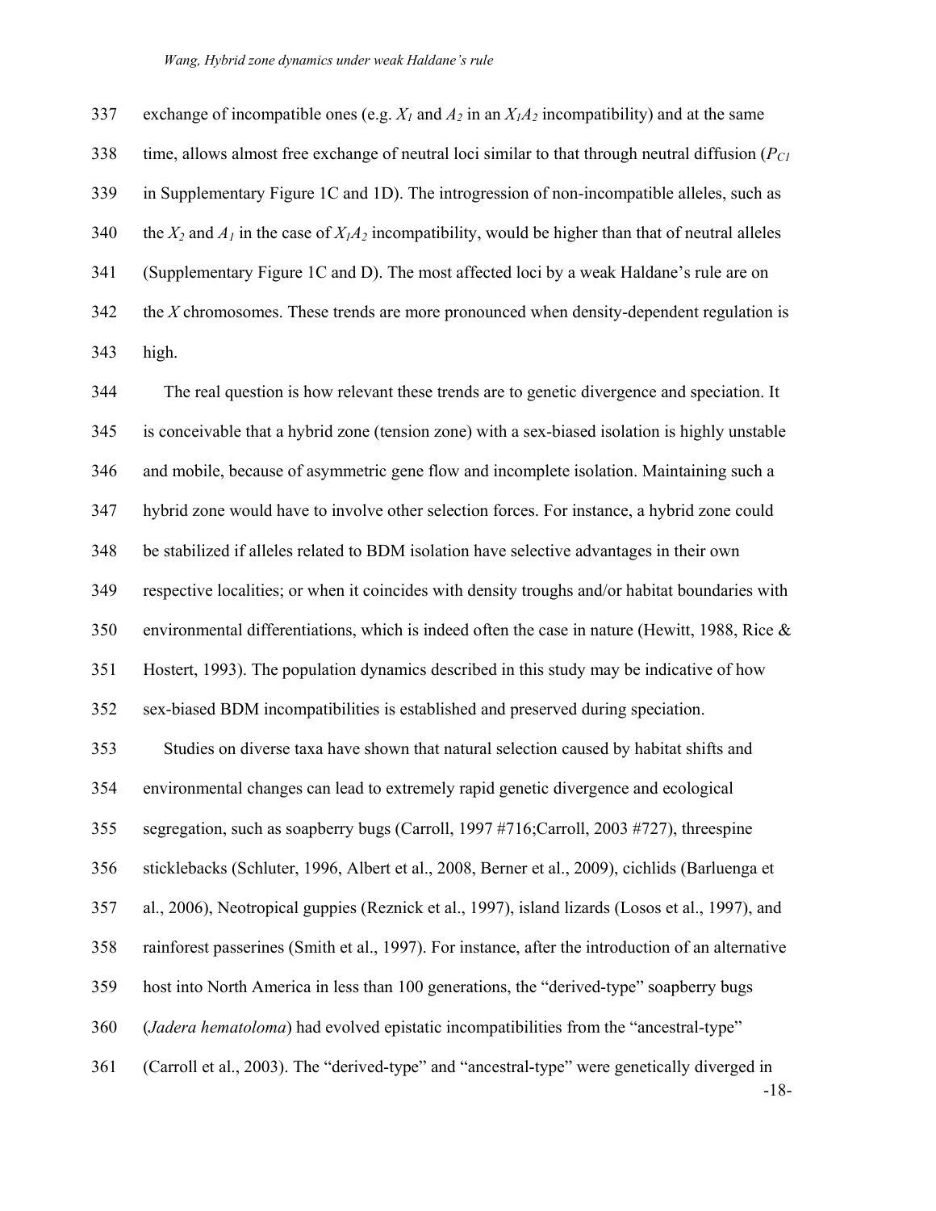exchange of incompatible ones (e.g. $X_1$ and $A_2$ in an $X_1A_2$ incompatibility) and at the same time, allows almost free exchange of neutral loci similar to that through neutral diffusion ($P_{C1}$ in Supplementary Figure 1C and 1D). The introgression of non-incompatible alleles, such as the $X_2$ and $A_1$ in the case of $X_1A_2$ incompatibility, would be higher than that of neutral alleles (Supplementary Figure 1C and D). The most affected loci by a weak Haldane's rule are on the *X* chromosomes. These trends are more pronounced when density-dependent regulation is high.

The real question is how relevant these trends are to genetic divergence and speciation. It is conceivable that a hybrid zone (tension zone) with a sex-biased isolation is highly unstable and mobile, because of asymmetric gene flow and incomplete isolation. Maintaining such a hybrid zone would have to involve other selection forces. For instance, a hybrid zone could be stabilized if alleles related to BDM isolation have selective advantages in their own respective localities; or when it coincides with density troughs and/or habitat boundaries with environmental differentiations, which is indeed often the case in nature (Hewitt, 1988, Rice & Hostert, 1993). The population dynamics described in this study may be indicative of how sex-biased BDM incompatibilities is established and preserved during speciation.

Studies on diverse taxa have shown that natural selection caused by habitat shifts and environmental changes can lead to extremely rapid genetic divergence and ecological segregation, such as soapberry bugs (Carroll, 1997 #716;Carroll, 2003 #727), threespine sticklebacks (Schluter, 1996, Albert et al., 2008, Berner et al., 2009), cichlids (Barluenga et al., 2006), Neotropical guppies (Reznick et al., 1997), island lizards (Losos et al., 1997), and rainforest passerines (Smith et al., 1997). For instance, after the introduction of an alternative host into North America in less than 100 generations, the "derived-type" soapberry bugs (*Jadera hematoloma*) had evolved epistatic incompatibilities from the "ancestral-type" (Carroll et al., 2003). The "derived-type" and "ancestral-type" were genetically diverged in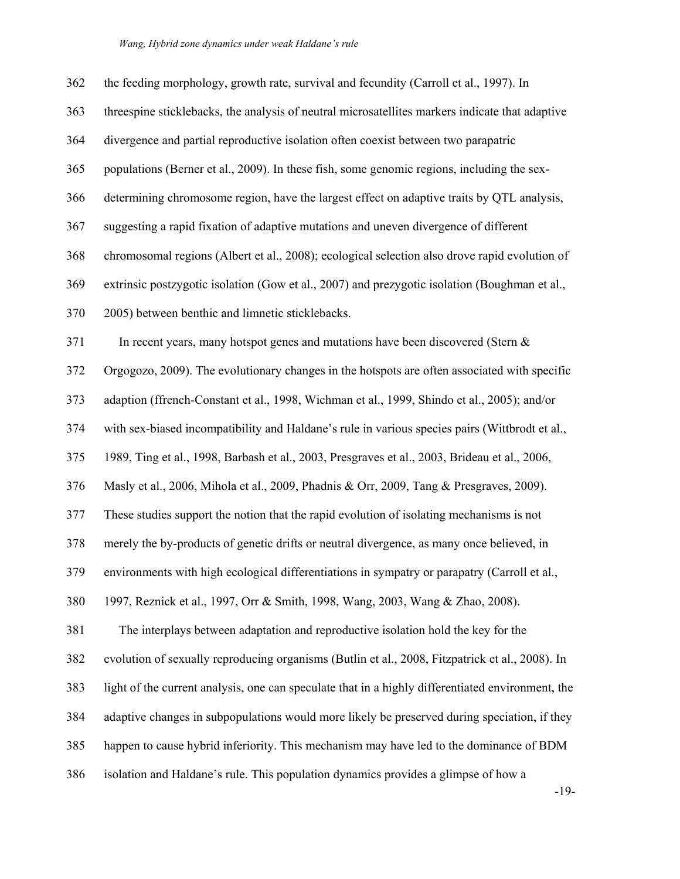the feeding morphology, growth rate, survival and fecundity (Carroll et al., 1997). In threespine sticklebacks, the analysis of neutral microsatellites markers indicate that adaptive divergence and partial reproductive isolation often coexist between two parapatric populations (Berner et al., 2009). In these fish, some genomic regions, including the sex-determining chromosome region, have the largest effect on adaptive traits by QTL analysis, suggesting a rapid fixation of adaptive mutations and uneven divergence of different chromosomal regions (Albert et al., 2008); ecological selection also drove rapid evolution of extrinsic postzygotic isolation (Gow et al., 2007) and prezygotic isolation (Boughman et al., 2005) between benthic and limnetic sticklebacks.

In recent years, many hotspot genes and mutations have been discovered (Stern & Orgogozo, 2009). The evolutionary changes in the hotspots are often associated with specific adaption (ffrench-Constant et al., 1998, Wichman et al., 1999, Shindo et al., 2005); and/or with sex-biased incompatibility and Haldane's rule in various species pairs (Wittbrodt et al., 1989, Ting et al., 1998, Barbash et al., 2003, Presgraves et al., 2003, Brideau et al., 2006, Masly et al., 2006, Mihola et al., 2009, Phadnis & Orr, 2009, Tang & Presgraves, 2009). These studies support the notion that the rapid evolution of isolating mechanisms is not merely the by-products of genetic drifts or neutral divergence, as many once believed, in environments with high ecological differentiations in sympatry or parapatry (Carroll et al., 1997, Reznick et al., 1997, Orr & Smith, 1998, Wang, 2003, Wang & Zhao, 2008).

The interplays between adaptation and reproductive isolation hold the key for the evolution of sexually reproducing organisms (Butlin et al., 2008, Fitzpatrick et al., 2008). In light of the current analysis, one can speculate that in a highly differentiated environment, the adaptive changes in subpopulations would more likely be preserved during speciation, if they happen to cause hybrid inferiority. This mechanism may have led to the dominance of BDM isolation and Haldane's rule. This population dynamics provides a glimpse of how a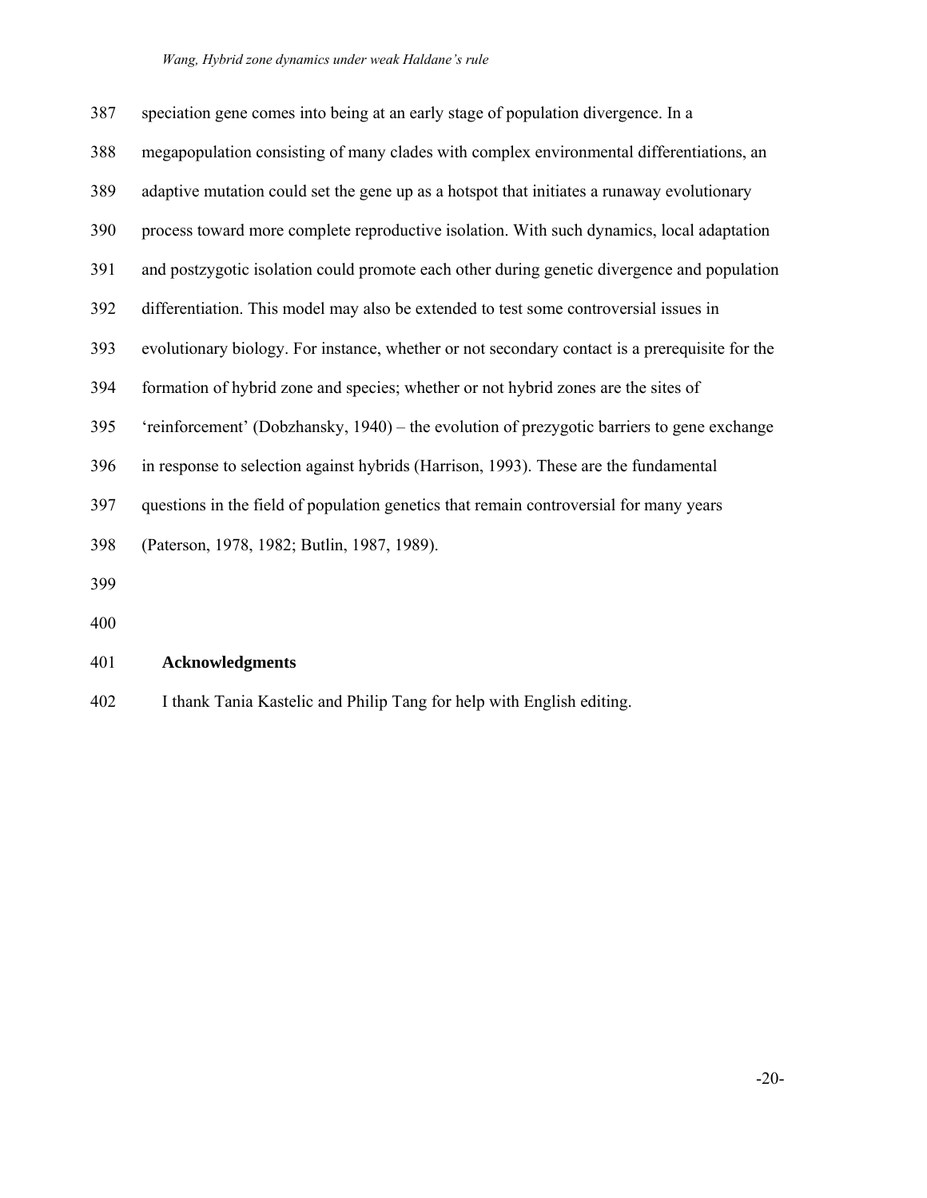speciation gene comes into being at an early stage of population divergence. In a megapopulation consisting of many clades with complex environmental differentiations, an adaptive mutation could set the gene up as a hotspot that initiates a runaway evolutionary process toward more complete reproductive isolation. With such dynamics, local adaptation and postzygotic isolation could promote each other during genetic divergence and population differentiation. This model may also be extended to test some controversial issues in evolutionary biology. For instance, whether or not secondary contact is a prerequisite for the formation of hybrid zone and species; whether or not hybrid zones are the sites of 'reinforcement' (Dobzhansky, 1940) – the evolution of prezygotic barriers to gene exchange in response to selection against hybrids (Harrison, 1993). These are the fundamental questions in the field of population genetics that remain controversial for many years (Paterson, 1978, 1982; Butlin, 1987, 1989).

## Acknowledgments

I thank Tania Kastelic and Philip Tang for help with English editing.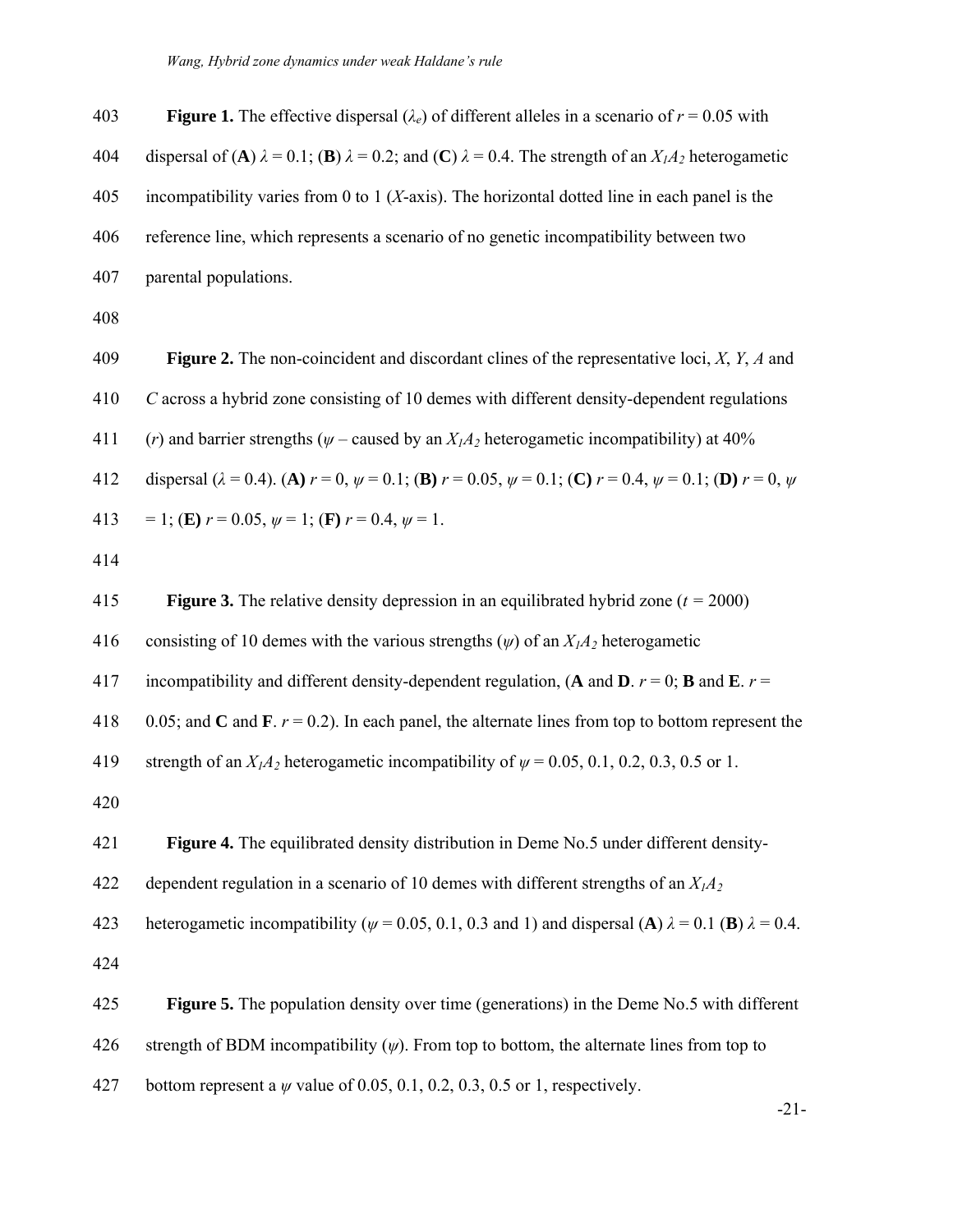**Figure 1.** The effective dispersal ($\lambda_e$) of different alleles in a scenario of $r = 0.05$ with dispersal of (**A**) $\lambda = 0.1$; (**B**) $\lambda = 0.2$; and (**C**) $\lambda = 0.4$. The strength of an $X_1A_2$ heterogametic incompatibility varies from 0 to 1 (*X*-axis). The horizontal dotted line in each panel is the reference line, which represents a scenario of no genetic incompatibility between two parental populations.

**Figure 2.** The non-coincident and discordant clines of the representative loci, *X*, *Y*, *A* and *C* across a hybrid zone consisting of 10 demes with different density-dependent regulations ($r$) and barrier strengths ($\psi$ – caused by an $X_1A_2$ heterogametic incompatibility) at 40% dispersal ($\lambda = 0.4$). **(A)** $r = 0$, $\psi = 0.1$; **(B)** $r = 0.05$, $\psi = 0.1$; **(C)** $r = 0.4$, $\psi = 0.1$; **(D)** $r = 0$, $\psi = 1$; **(E)** $r = 0.05$, $\psi = 1$; **(F)** $r = 0.4$, $\psi = 1$.

**Figure 3.** The relative density depression in an equilibrated hybrid zone ($t = 2000$) consisting of 10 demes with the various strengths ($\psi$) of an $X_1A_2$ heterogametic incompatibility and different density-dependent regulation, (**A** and **D**. $r = 0$; **B** and **E**. $r = 0.05$; and **C** and **F**. $r = 0.2$). In each panel, the alternate lines from top to bottom represent the strength of an $X_1A_2$ heterogametic incompatibility of $\psi = 0.05, 0.1, 0.2, 0.3, 0.5$ or 1.

**Figure 4.** The equilibrated density distribution in Deme No.5 under different density-dependent regulation in a scenario of 10 demes with different strengths of an $X_1A_2$ heterogametic incompatibility ($\psi = 0.05, 0.1, 0.3$ and 1) and dispersal (**A**) $\lambda = 0.1$ (**B**) $\lambda = 0.4$.

**Figure 5.** The population density over time (generations) in the Deme No.5 with different strength of BDM incompatibility ($\psi$). From top to bottom, the alternate lines from top to bottom represent a $\psi$ value of 0.05, 0.1, 0.2, 0.3, 0.5 or 1, respectively.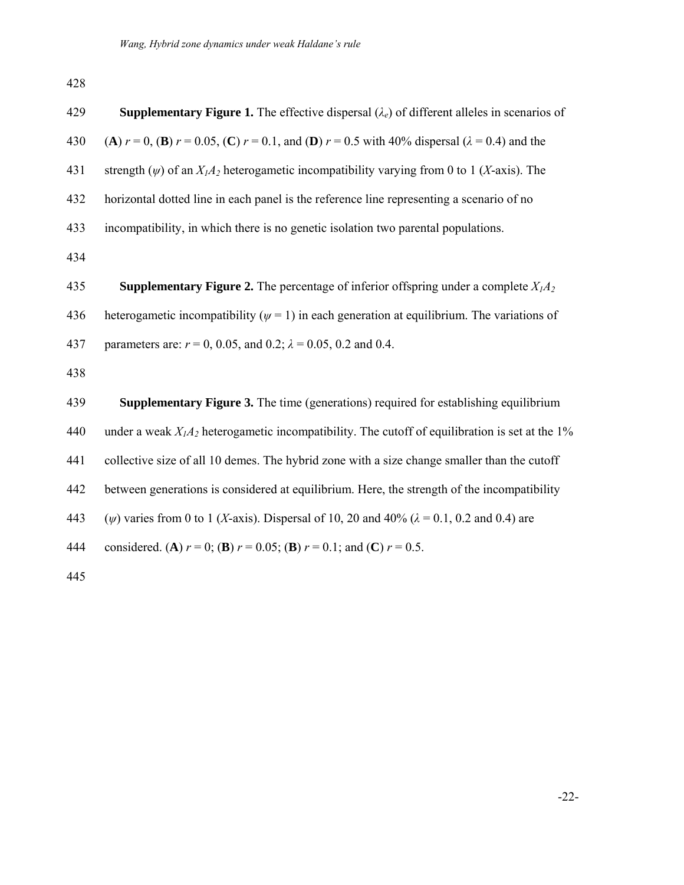**Supplementary Figure 1.** The effective dispersal ($\lambda_e$) of different alleles in scenarios of (**A**) $r = 0$, (**B**) $r = 0.05$, (**C**) $r = 0.1$, and (**D**) $r = 0.5$ with 40% dispersal ($\lambda = 0.4$) and the strength ($\psi$) of an $X_1A_2$ heterogametic incompatibility varying from 0 to 1 (*X*-axis). The horizontal dotted line in each panel is the reference line representing a scenario of no incompatibility, in which there is no genetic isolation two parental populations.

**Supplementary Figure 2.** The percentage of inferior offspring under a complete $X_1A_2$ heterogametic incompatibility ($\psi = 1$) in each generation at equilibrium. The variations of parameters are: $r = 0$, 0.05, and 0.2; $\lambda = 0.05$, 0.2 and 0.4.

**Supplementary Figure 3.** The time (generations) required for establishing equilibrium under a weak $X_1A_2$ heterogametic incompatibility. The cutoff of equilibration is set at the 1% collective size of all 10 demes. The hybrid zone with a size change smaller than the cutoff between generations is considered at equilibrium. Here, the strength of the incompatibility ($\psi$) varies from 0 to 1 (*X*-axis). Dispersal of 10, 20 and 40% ($\lambda = 0.1$, 0.2 and 0.4) are considered. (**A**) $r = 0$; (**B**) $r = 0.05$; (**B**) $r = 0.1$; and (**C**) $r = 0.5$.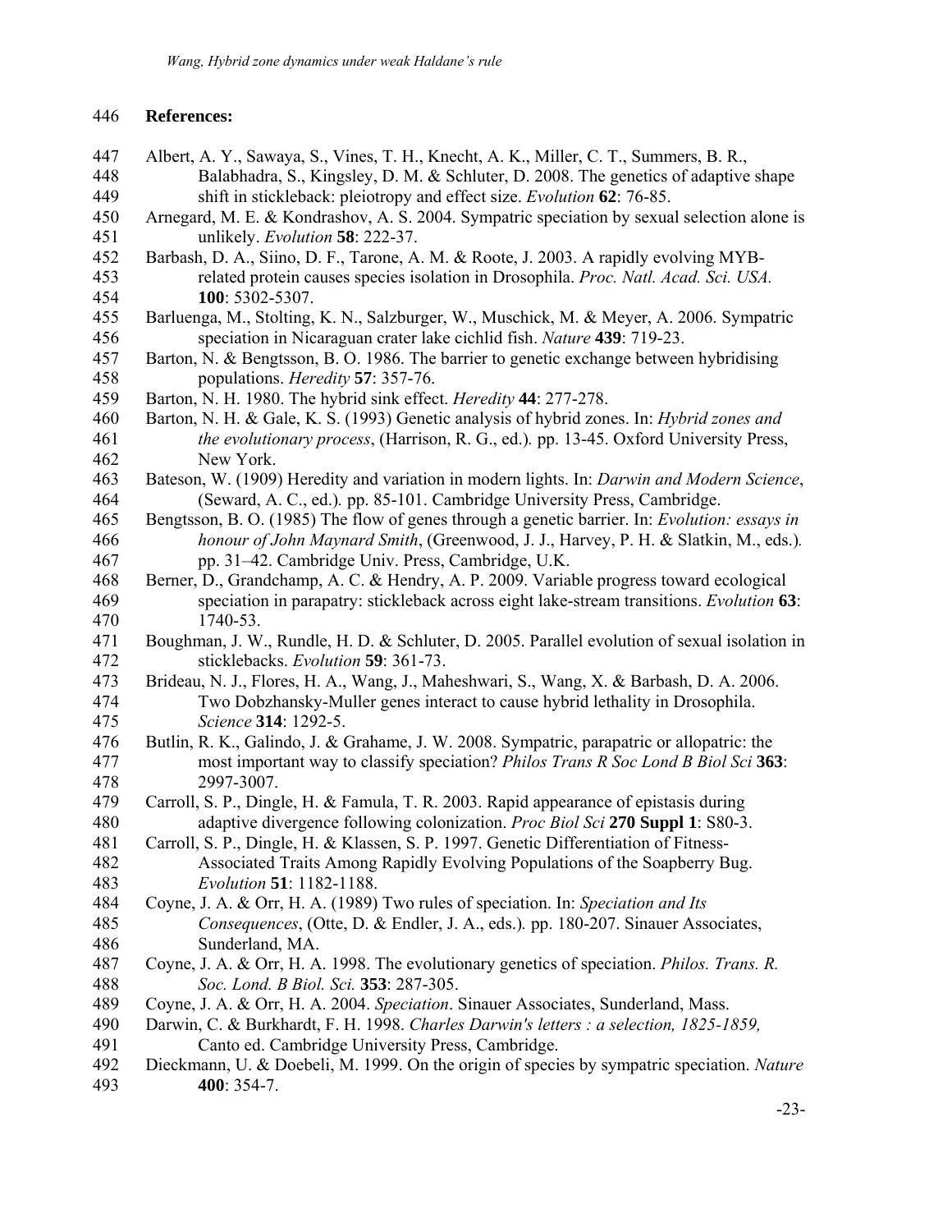**References:**

Albert, A. Y., Sawaya, S., Vines, T. H., Knecht, A. K., Miller, C. T., Summers, B. R., Balabhadra, S., Kingsley, D. M. & Schluter, D. 2008. The genetics of adaptive shape shift in stickleback: pleiotropy and effect size. *Evolution* **62**: 76-85.

Arnegard, M. E. & Kondrashov, A. S. 2004. Sympatric speciation by sexual selection alone is unlikely. *Evolution* **58**: 222-37.

Barbash, D. A., Siino, D. F., Tarone, A. M. & Roote, J. 2003. A rapidly evolving MYB-related protein causes species isolation in Drosophila. *Proc. Natl. Acad. Sci. USA.* **100**: 5302-5307.

Barluenga, M., Stolting, K. N., Salzburger, W., Muschick, M. & Meyer, A. 2006. Sympatric speciation in Nicaraguan crater lake cichlid fish. *Nature* **439**: 719-23.

Barton, N. & Bengtsson, B. O. 1986. The barrier to genetic exchange between hybridising populations. *Heredity* **57**: 357-76.

Barton, N. H. 1980. The hybrid sink effect. *Heredity* **44**: 277-278.

Barton, N. H. & Gale, K. S. (1993) Genetic analysis of hybrid zones. In: *Hybrid zones and the evolutionary process*, (Harrison, R. G., ed.). pp. 13-45. Oxford University Press, New York.

Bateson, W. (1909) Heredity and variation in modern lights. In: *Darwin and Modern Science*, (Seward, A. C., ed.). pp. 85-101. Cambridge University Press, Cambridge.

Bengtsson, B. O. (1985) The flow of genes through a genetic barrier. In: *Evolution: essays in honour of John Maynard Smith*, (Greenwood, J. J., Harvey, P. H. & Slatkin, M., eds.). pp. 31–42. Cambridge Univ. Press, Cambridge, U.K.

Berner, D., Grandchamp, A. C. & Hendry, A. P. 2009. Variable progress toward ecological speciation in parapatry: stickleback across eight lake-stream transitions. *Evolution* **63**: 1740-53.

Boughman, J. W., Rundle, H. D. & Schluter, D. 2005. Parallel evolution of sexual isolation in sticklebacks. *Evolution* **59**: 361-73.

Brideau, N. J., Flores, H. A., Wang, J., Maheshwari, S., Wang, X. & Barbash, D. A. 2006. Two Dobzhansky-Muller genes interact to cause hybrid lethality in Drosophila. *Science* **314**: 1292-5.

Butlin, R. K., Galindo, J. & Grahame, J. W. 2008. Sympatric, parapatric or allopatric: the most important way to classify speciation? *Philos Trans R Soc Lond B Biol Sci* **363**: 2997-3007.

Carroll, S. P., Dingle, H. & Famula, T. R. 2003. Rapid appearance of epistasis during adaptive divergence following colonization. *Proc Biol Sci* **270 Suppl 1**: S80-3.

Carroll, S. P., Dingle, H. & Klassen, S. P. 1997. Genetic Differentiation of Fitness-Associated Traits Among Rapidly Evolving Populations of the Soapberry Bug. *Evolution* **51**: 1182-1188.

Coyne, J. A. & Orr, H. A. (1989) Two rules of speciation. In: *Speciation and Its Consequences*, (Otte, D. & Endler, J. A., eds.). pp. 180-207. Sinauer Associates, Sunderland, MA.

Coyne, J. A. & Orr, H. A. 1998. The evolutionary genetics of speciation. *Philos. Trans. R. Soc. Lond. B Biol. Sci.* **353**: 287-305.

Coyne, J. A. & Orr, H. A. 2004. *Speciation*. Sinauer Associates, Sunderland, Mass.

Darwin, C. & Burkhardt, F. H. 1998. *Charles Darwin's letters : a selection, 1825-1859,* Canto ed. Cambridge University Press, Cambridge.

Dieckmann, U. & Doebeli, M. 1999. On the origin of species by sympatric speciation. *Nature* **400**: 354-7.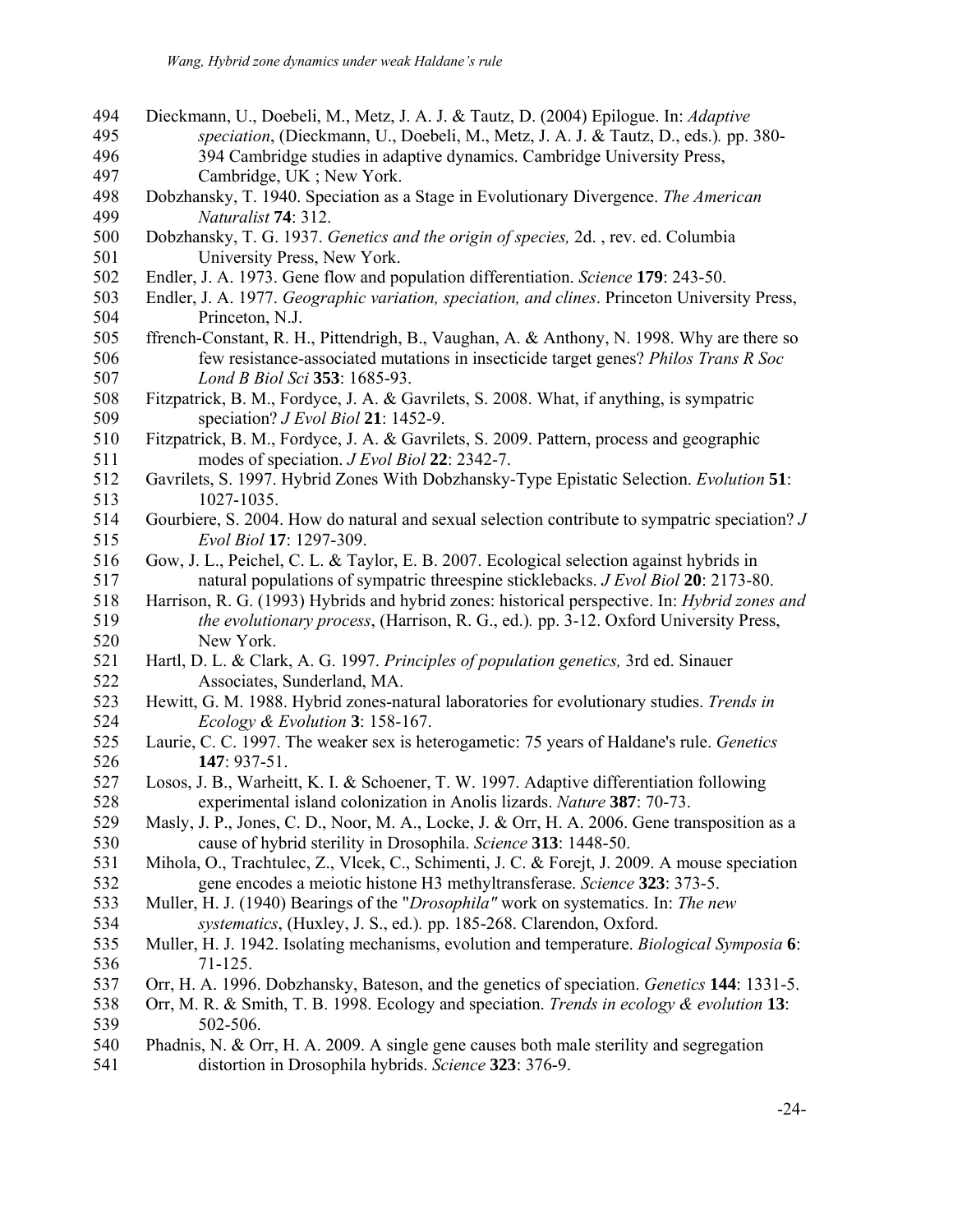Dieckmann, U., Doebeli, M., Metz, J. A. J. & Tautz, D. (2004) Epilogue. In: *Adaptive speciation*, (Dieckmann, U., Doebeli, M., Metz, J. A. J. & Tautz, D., eds.). pp. 380-394 Cambridge studies in adaptive dynamics. Cambridge University Press, Cambridge, UK ; New York.

Dobzhansky, T. 1940. Speciation as a Stage in Evolutionary Divergence. *The American Naturalist* **74**: 312.

Dobzhansky, T. G. 1937. *Genetics and the origin of species,* 2d. , rev. ed. Columbia University Press, New York.

Endler, J. A. 1973. Gene flow and population differentiation. *Science* **179**: 243-50.

Endler, J. A. 1977. *Geographic variation, speciation, and clines*. Princeton University Press, Princeton, N.J.

ffrench-Constant, R. H., Pittendrigh, B., Vaughan, A. & Anthony, N. 1998. Why are there so few resistance-associated mutations in insecticide target genes? *Philos Trans R Soc Lond B Biol Sci* **353**: 1685-93.

Fitzpatrick, B. M., Fordyce, J. A. & Gavrilets, S. 2008. What, if anything, is sympatric speciation? *J Evol Biol* **21**: 1452-9.

Fitzpatrick, B. M., Fordyce, J. A. & Gavrilets, S. 2009. Pattern, process and geographic modes of speciation. *J Evol Biol* **22**: 2342-7.

Gavrilets, S. 1997. Hybrid Zones With Dobzhansky-Type Epistatic Selection. *Evolution* **51**: 1027-1035.

Gourbiere, S. 2004. How do natural and sexual selection contribute to sympatric speciation? *J Evol Biol* **17**: 1297-309.

Gow, J. L., Peichel, C. L. & Taylor, E. B. 2007. Ecological selection against hybrids in natural populations of sympatric threespine sticklebacks. *J Evol Biol* **20**: 2173-80.

Harrison, R. G. (1993) Hybrids and hybrid zones: historical perspective. In: *Hybrid zones and the evolutionary process*, (Harrison, R. G., ed.). pp. 3-12. Oxford University Press, New York.

Hartl, D. L. & Clark, A. G. 1997. *Principles of population genetics,* 3rd ed. Sinauer Associates, Sunderland, MA.

Hewitt, G. M. 1988. Hybrid zones-natural laboratories for evolutionary studies. *Trends in Ecology & Evolution* **3**: 158-167.

Laurie, C. C. 1997. The weaker sex is heterogametic: 75 years of Haldane's rule. *Genetics* **147**: 937-51.

Losos, J. B., Warheitt, K. I. & Schoener, T. W. 1997. Adaptive differentiation following experimental island colonization in Anolis lizards. *Nature* **387**: 70-73.

Masly, J. P., Jones, C. D., Noor, M. A., Locke, J. & Orr, H. A. 2006. Gene transposition as a cause of hybrid sterility in Drosophila. *Science* **313**: 1448-50.

Mihola, O., Trachtulec, Z., Vlcek, C., Schimenti, J. C. & Forejt, J. 2009. A mouse speciation gene encodes a meiotic histone H3 methyltransferase. *Science* **323**: 373-5.

Muller, H. J. (1940) Bearings of the "*Drosophila"* work on systematics. In: *The new systematics*, (Huxley, J. S., ed.). pp. 185-268. Clarendon, Oxford.

Muller, H. J. 1942. Isolating mechanisms, evolution and temperature. *Biological Symposia* **6**: 71-125.

Orr, H. A. 1996. Dobzhansky, Bateson, and the genetics of speciation. *Genetics* **144**: 1331-5.

Orr, M. R. & Smith, T. B. 1998. Ecology and speciation. *Trends in ecology & evolution* **13**: 502-506.

Phadnis, N. & Orr, H. A. 2009. A single gene causes both male sterility and segregation distortion in Drosophila hybrids. *Science* **323**: 376-9.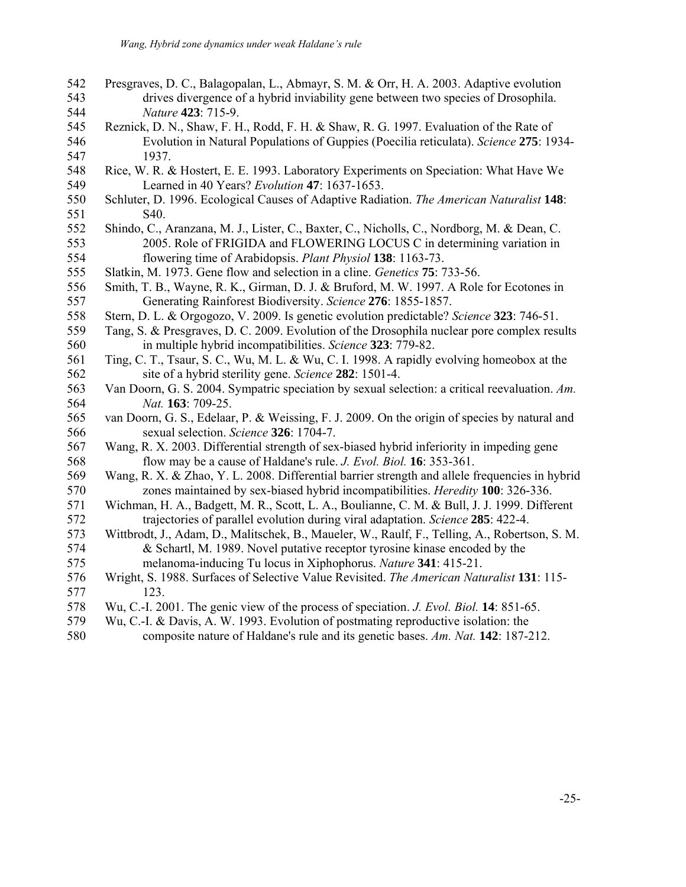542 Presgraves, D. C., Balagopalan, L., Abmayr, S. M. & Orr, H. A. 2003. Adaptive evolution
543 drives divergence of a hybrid inviability gene between two species of Drosophila.
544 *Nature* **423**: 715-9.
545 Reznick, D. N., Shaw, F. H., Rodd, F. H. & Shaw, R. G. 1997. Evaluation of the Rate of
546 Evolution in Natural Populations of Guppies (Poecilia reticulata). *Science* **275**: 1934-
547 1937.
548 Rice, W. R. & Hostert, E. E. 1993. Laboratory Experiments on Speciation: What Have We
549 Learned in 40 Years? *Evolution* **47**: 1637-1653.
550 Schluter, D. 1996. Ecological Causes of Adaptive Radiation. *The American Naturalist* **148**:
551 S40.
552 Shindo, C., Aranzana, M. J., Lister, C., Baxter, C., Nicholls, C., Nordborg, M. & Dean, C.
553 2005. Role of FRIGIDA and FLOWERING LOCUS C in determining variation in
554 flowering time of Arabidopsis. *Plant Physiol* **138**: 1163-73.
555 Slatkin, M. 1973. Gene flow and selection in a cline. *Genetics* **75**: 733-56.
556 Smith, T. B., Wayne, R. K., Girman, D. J. & Bruford, M. W. 1997. A Role for Ecotones in
557 Generating Rainforest Biodiversity. *Science* **276**: 1855-1857.
558 Stern, D. L. & Orgogozo, V. 2009. Is genetic evolution predictable? *Science* **323**: 746-51.
559 Tang, S. & Presgraves, D. C. 2009. Evolution of the Drosophila nuclear pore complex results
560 in multiple hybrid incompatibilities. *Science* **323**: 779-82.
561 Ting, C. T., Tsaur, S. C., Wu, M. L. & Wu, C. I. 1998. A rapidly evolving homeobox at the
562 site of a hybrid sterility gene. *Science* **282**: 1501-4.
563 Van Doorn, G. S. 2004. Sympatric speciation by sexual selection: a critical reevaluation. *Am.*
564 *Nat.* **163**: 709-25.
565 van Doorn, G. S., Edelaar, P. & Weissing, F. J. 2009. On the origin of species by natural and
566 sexual selection. *Science* **326**: 1704-7.
567 Wang, R. X. 2003. Differential strength of sex-biased hybrid inferiority in impeding gene
568 flow may be a cause of Haldane's rule. *J. Evol. Biol.* **16**: 353-361.
569 Wang, R. X. & Zhao, Y. L. 2008. Differential barrier strength and allele frequencies in hybrid
570 zones maintained by sex-biased hybrid incompatibilities. *Heredity* **100**: 326-336.
571 Wichman, H. A., Badgett, M. R., Scott, L. A., Boulianne, C. M. & Bull, J. J. 1999. Different
572 trajectories of parallel evolution during viral adaptation. *Science* **285**: 422-4.
573 Wittbrodt, J., Adam, D., Malitschek, B., Maueler, W., Raulf, F., Telling, A., Robertson, S. M.
574 & Schartl, M. 1989. Novel putative receptor tyrosine kinase encoded by the
575 melanoma-inducing Tu locus in Xiphophorus. *Nature* **341**: 415-21.
576 Wright, S. 1988. Surfaces of Selective Value Revisited. *The American Naturalist* **131**: 115-
577 123.
578 Wu, C.-I. 2001. The genic view of the process of speciation. *J. Evol. Biol.* **14**: 851-65.
579 Wu, C.-I. & Davis, A. W. 1993. Evolution of postmating reproductive isolation: the
580 composite nature of Haldane's rule and its genetic bases. *Am. Nat.* **142**: 187-212.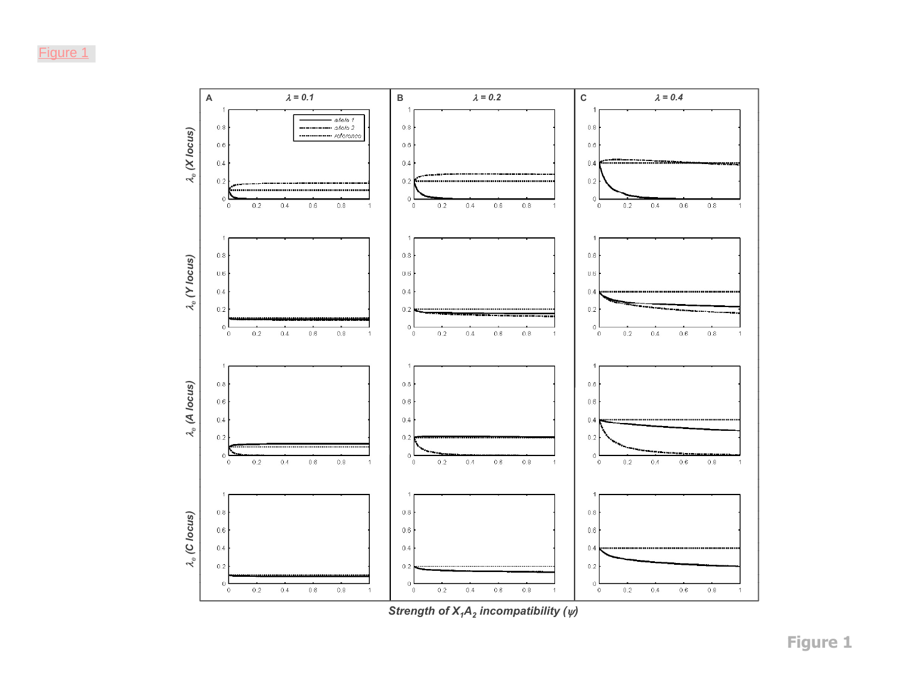Figure 1

Figure 1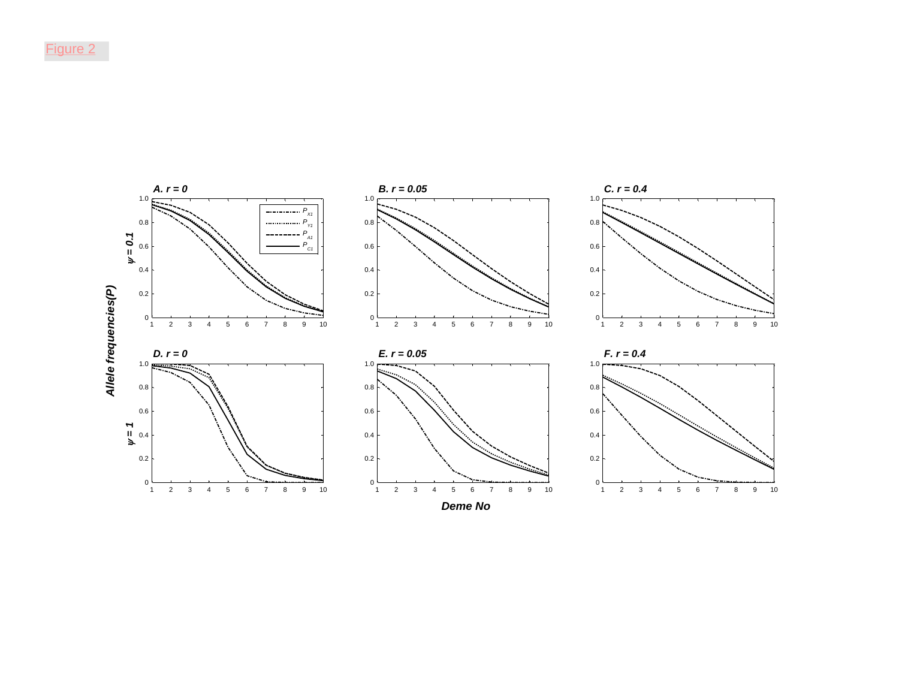Figure 2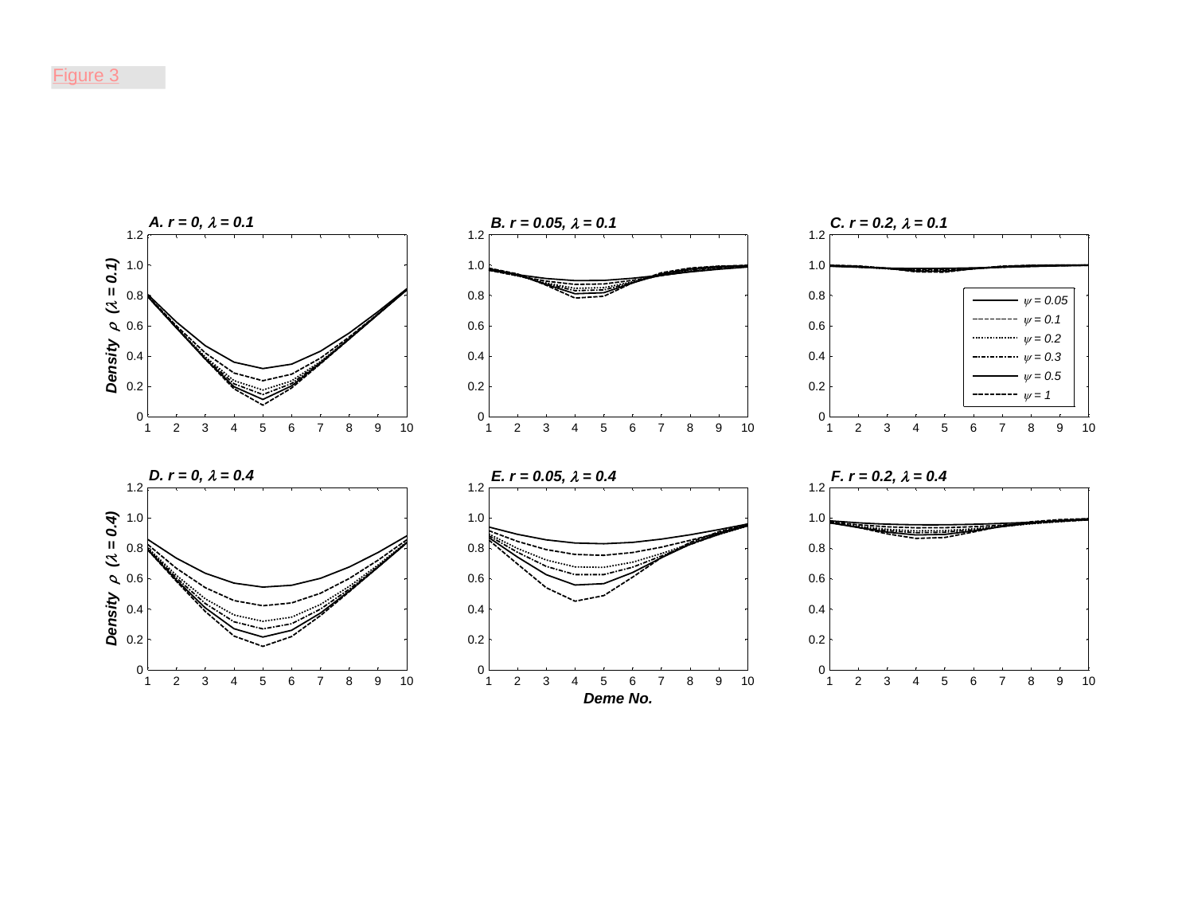Figure 3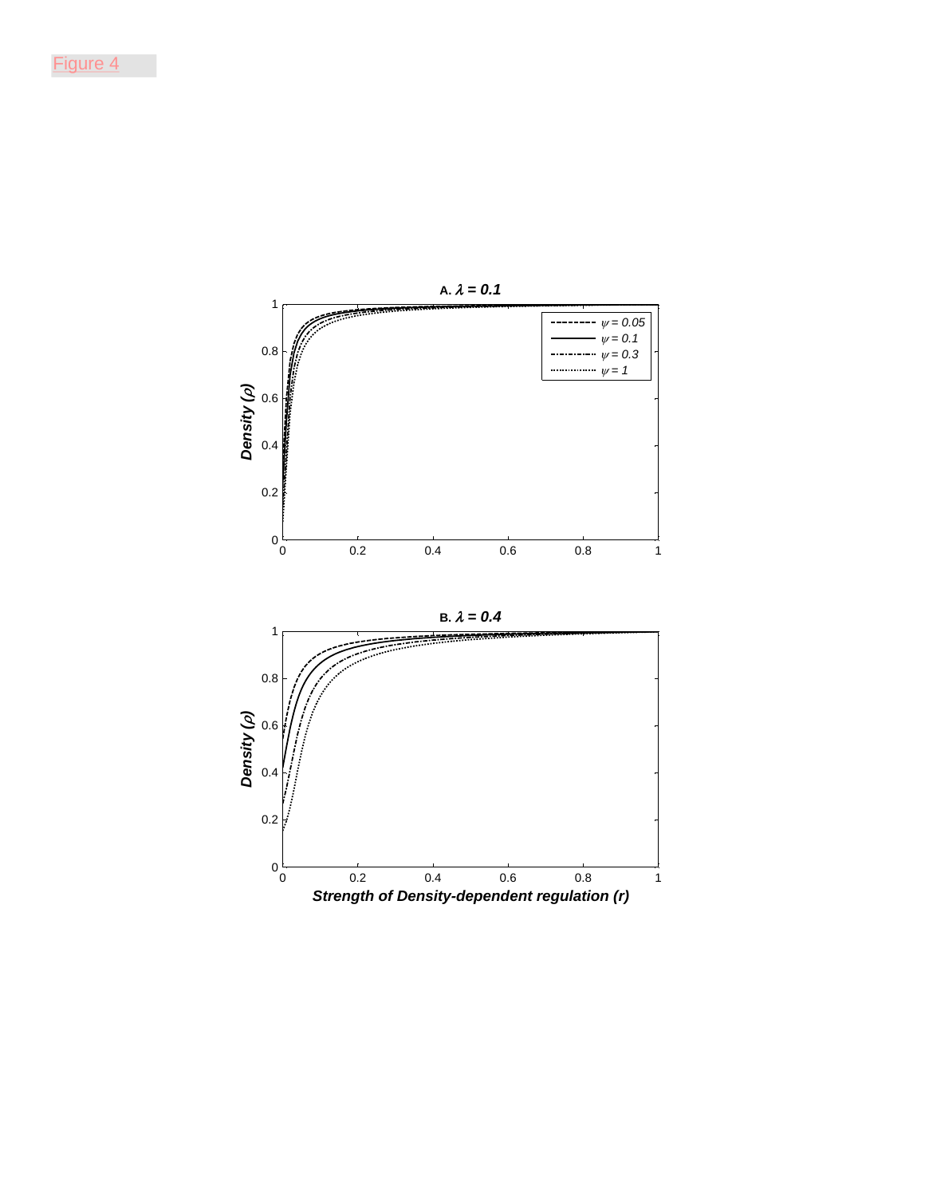Figure 4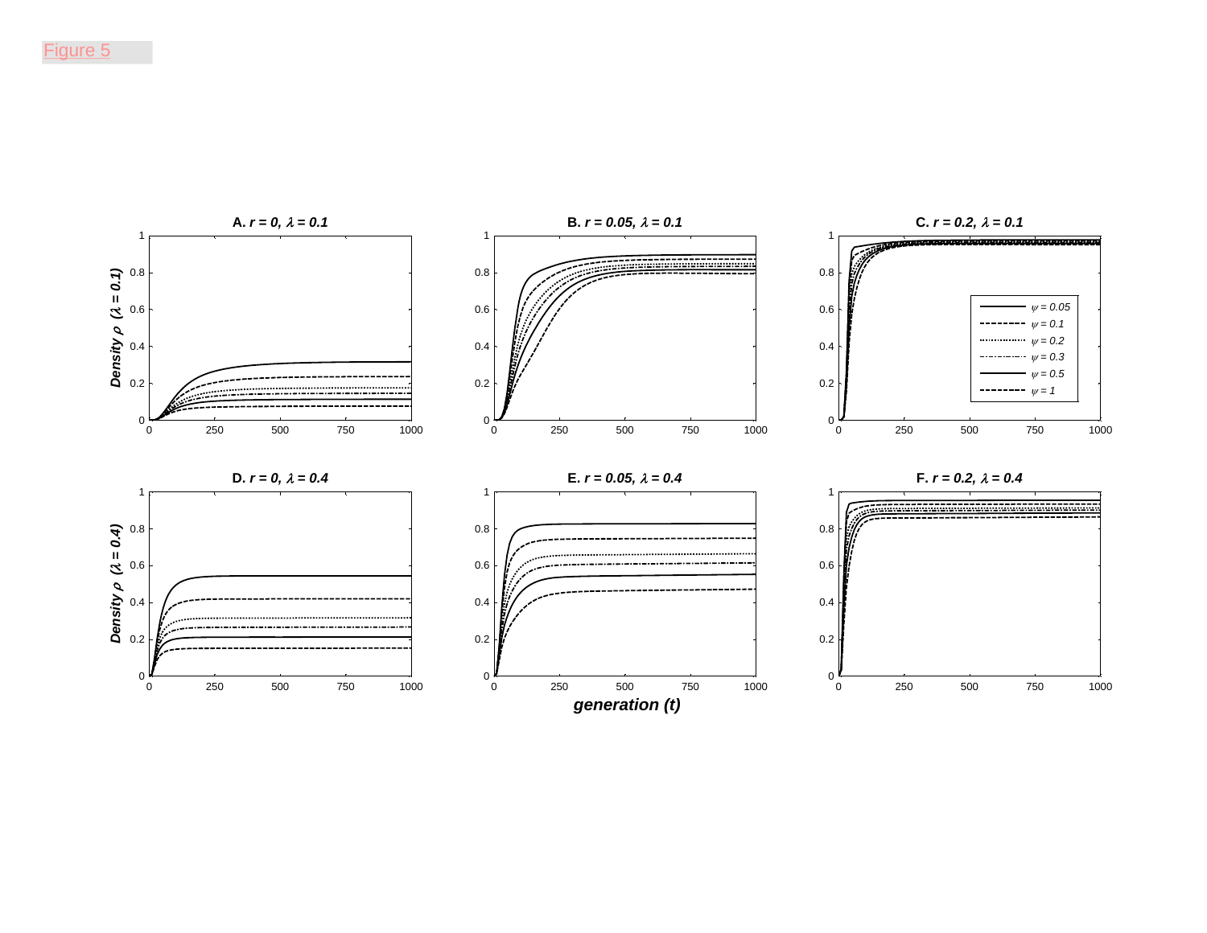Figure 5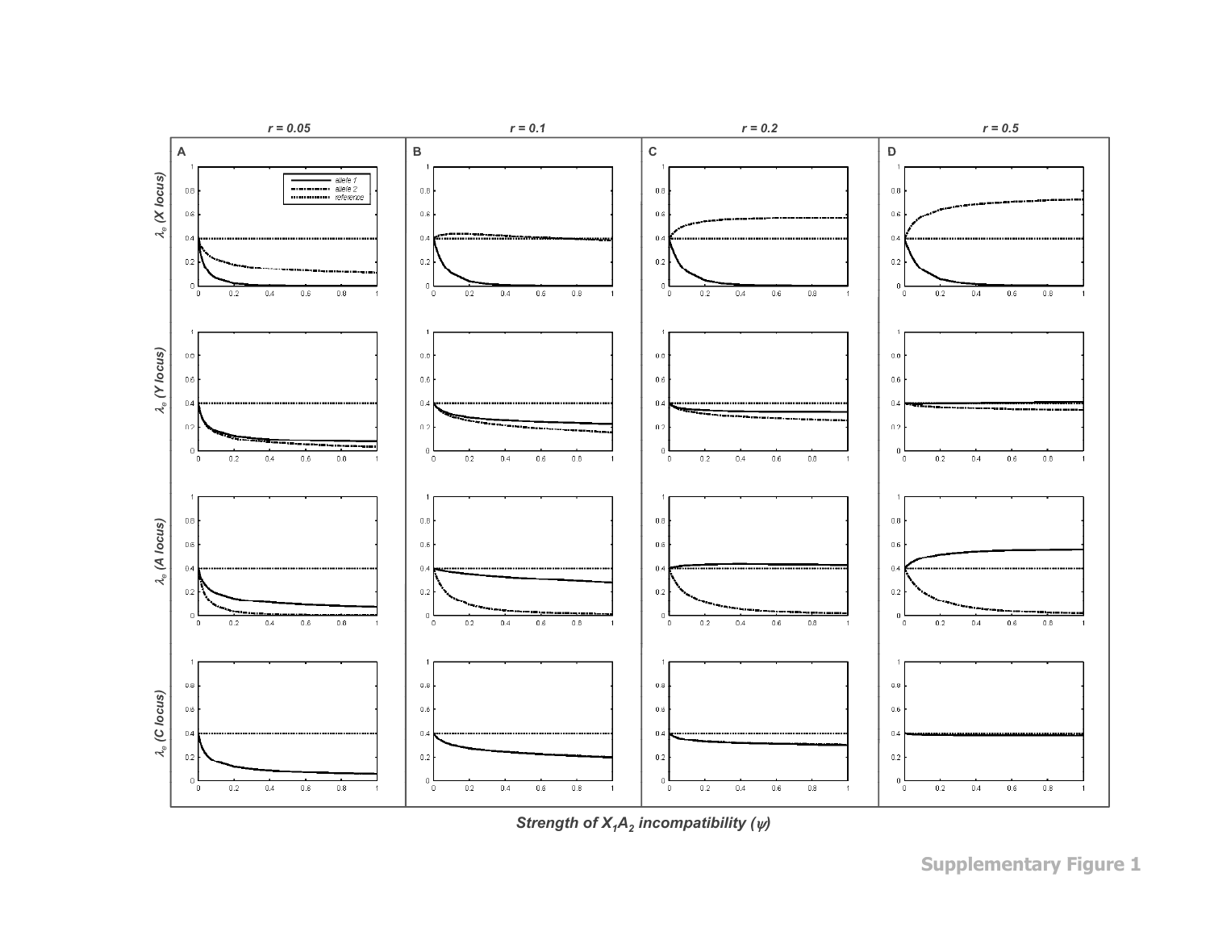r = 0.05 | r = 0.1 | r = 0.2 | r = 0.5

A | B | C | D

$\lambda_e$ (X locus)

$\lambda_e$ (Y locus)

$\lambda_e$ (A locus)

$\lambda_e$ (C locus)

allele 1
allele 2
reference

Strength of $X_1A_2$ incompatibility ($\psi$)

**Supplementary Figure 1**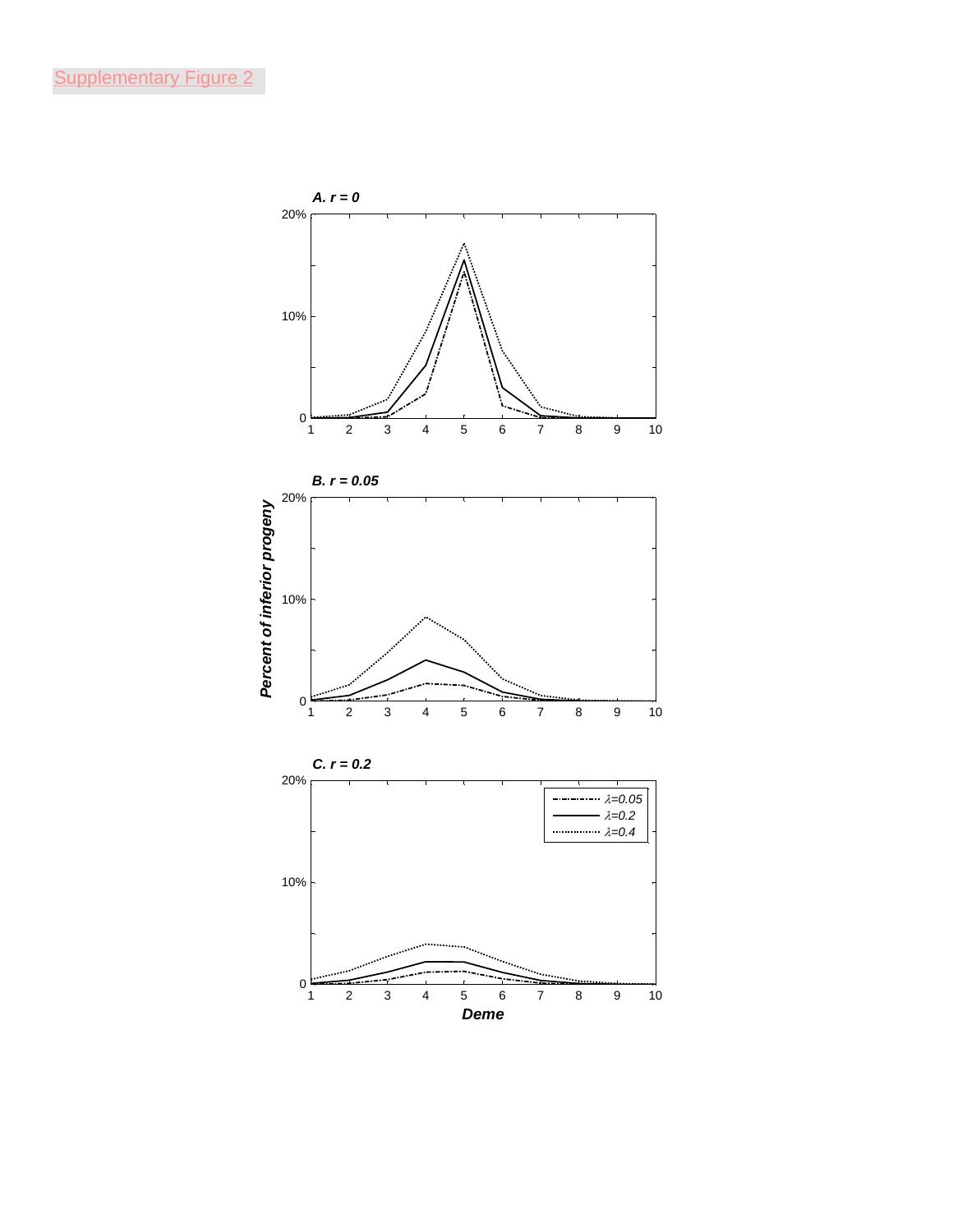Supplementary Figure 2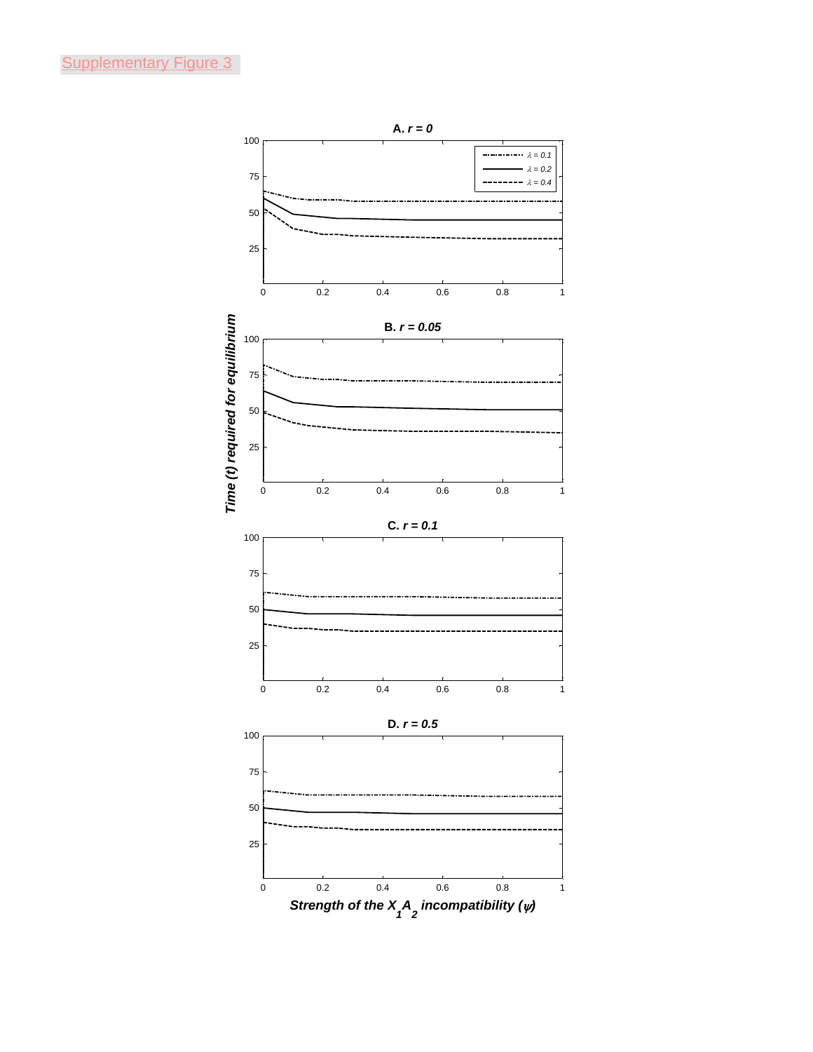Supplementary Figure 3

A. *r* = 0

B. *r* = 0.05

C. *r* = 0.1

D. *r* = 0.5

100
75
50
25

0 0.2 0.4 0.6 0.8 1

$\lambda$ = 0.1
$\lambda$ = 0.2
$\lambda$ = 0.4

*Time (t) required for equilibrium*

*Strength of the $X_1A_2$ incompatibility ($\psi$)*